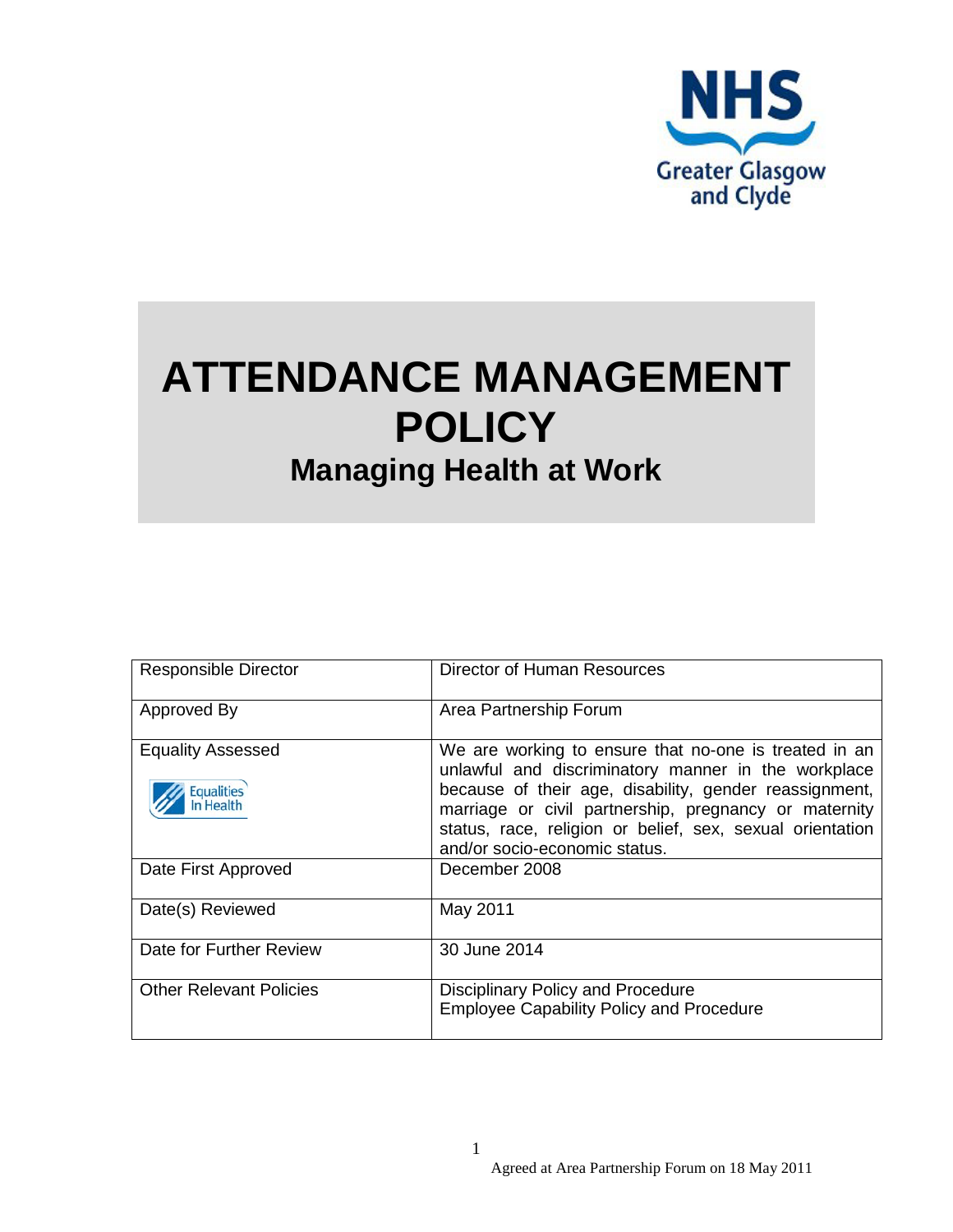NHS Greater Glasgow and Clyde

# ATTENDANCE MANAGEMENT POLICY

## Managing Health at Work

| | |
|---|---|
| Responsible Director | Director of Human Resources |
| Approved By | Area Partnership Forum |
| Equality Assessed | We are working to ensure that no-one is treated in an unlawful and discriminatory manner in the workplace because of their age, disability, gender reassignment, marriage or civil partnership, pregnancy or maternity status, race, religion or belief, sex, sexual orientation and/or socio-economic status. |
| Date First Approved | December 2008 |
| Date(s) Reviewed | May 2011 |
| Date for Further Review | 30 June 2014 |
| Other Relevant Policies | Disciplinary Policy and Procedure<br>Employee Capability Policy and Procedure |

Agreed at Area Partnership Forum on 18 May 2011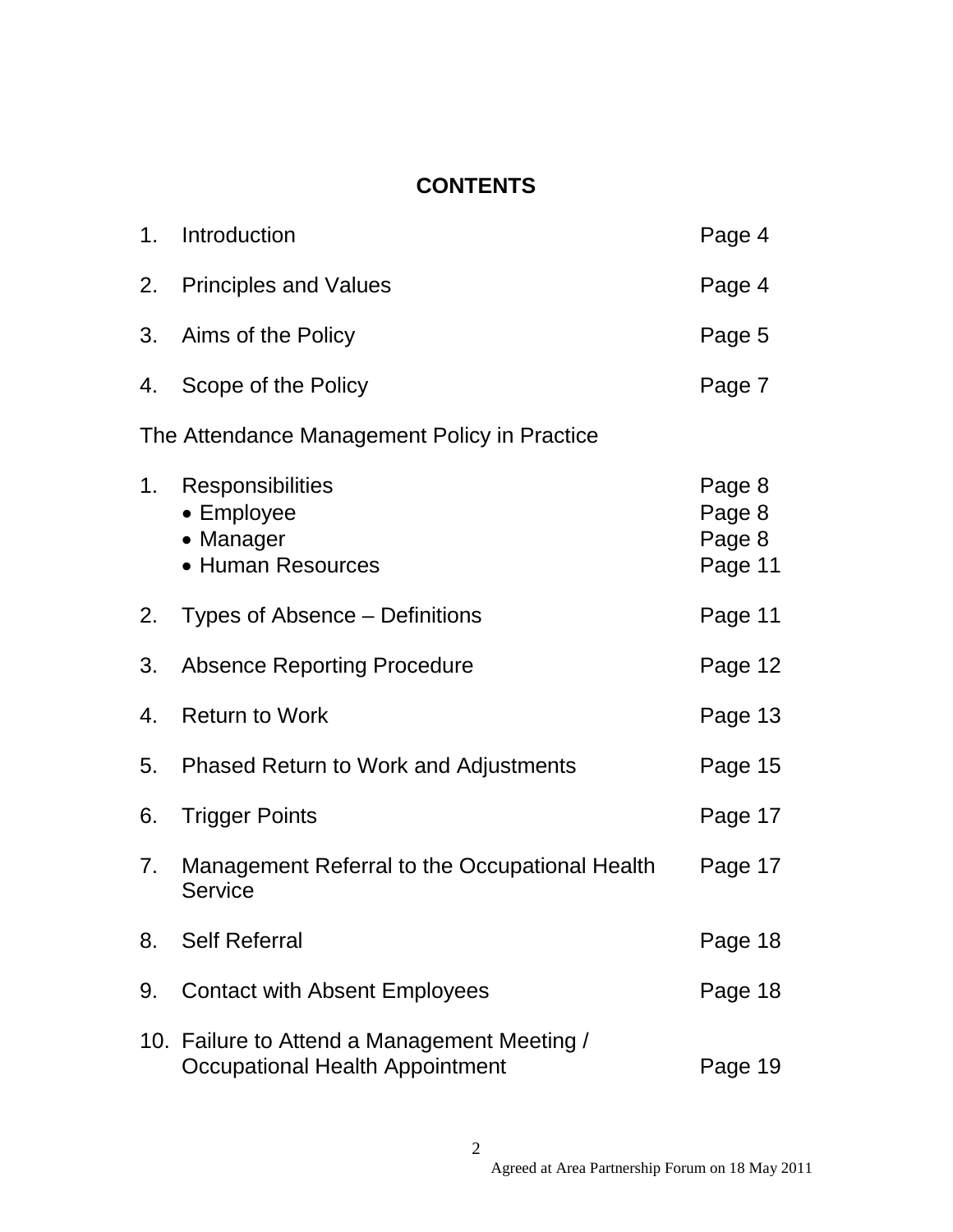# CONTENTS

| | | |
|---|---|---|
| 1. | Introduction | Page 4 |
| 2. | Principles and Values | Page 4 |
| 3. | Aims of the Policy | Page 5 |
| 4. | Scope of the Policy | Page 7 |

The Attendance Management Policy in Practice

| | | |
|---|---|---|
| 1. | Responsibilities | Page 8 |
| | • Employee | Page 8 |
| | • Manager | Page 8 |
| | • Human Resources | Page 11 |
| 2. | Types of Absence – Definitions | Page 11 |
| 3. | Absence Reporting Procedure | Page 12 |
| 4. | Return to Work | Page 13 |
| 5. | Phased Return to Work and Adjustments | Page 15 |
| 6. | Trigger Points | Page 17 |
| 7. | Management Referral to the Occupational Health Service | Page 17 |
| 8. | Self Referral | Page 18 |
| 9. | Contact with Absent Employees | Page 18 |
| 10. | Failure to Attend a Management Meeting / Occupational Health Appointment | Page 19 |

Agreed at Area Partnership Forum on 18 May 2011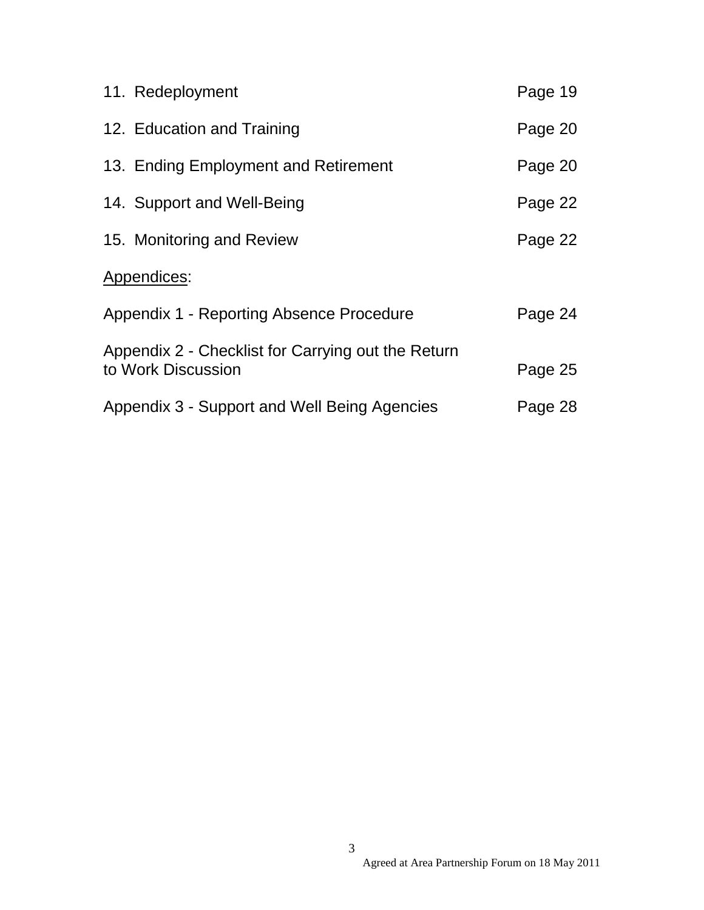| | |
|---|---|
| 11. Redeployment | Page 19 |
| 12. Education and Training | Page 20 |
| 13. Ending Employment and Retirement | Page 20 |
| 14. Support and Well-Being | Page 22 |
| 15. Monitoring and Review | Page 22 |

Appendices:

| | |
|---|---|
| Appendix 1 - Reporting Absence Procedure | Page 24 |
| Appendix 2 - Checklist for Carrying out the Return to Work Discussion | Page 25 |
| Appendix 3 - Support and Well Being Agencies | Page 28 |

Agreed at Area Partnership Forum on 18 May 2011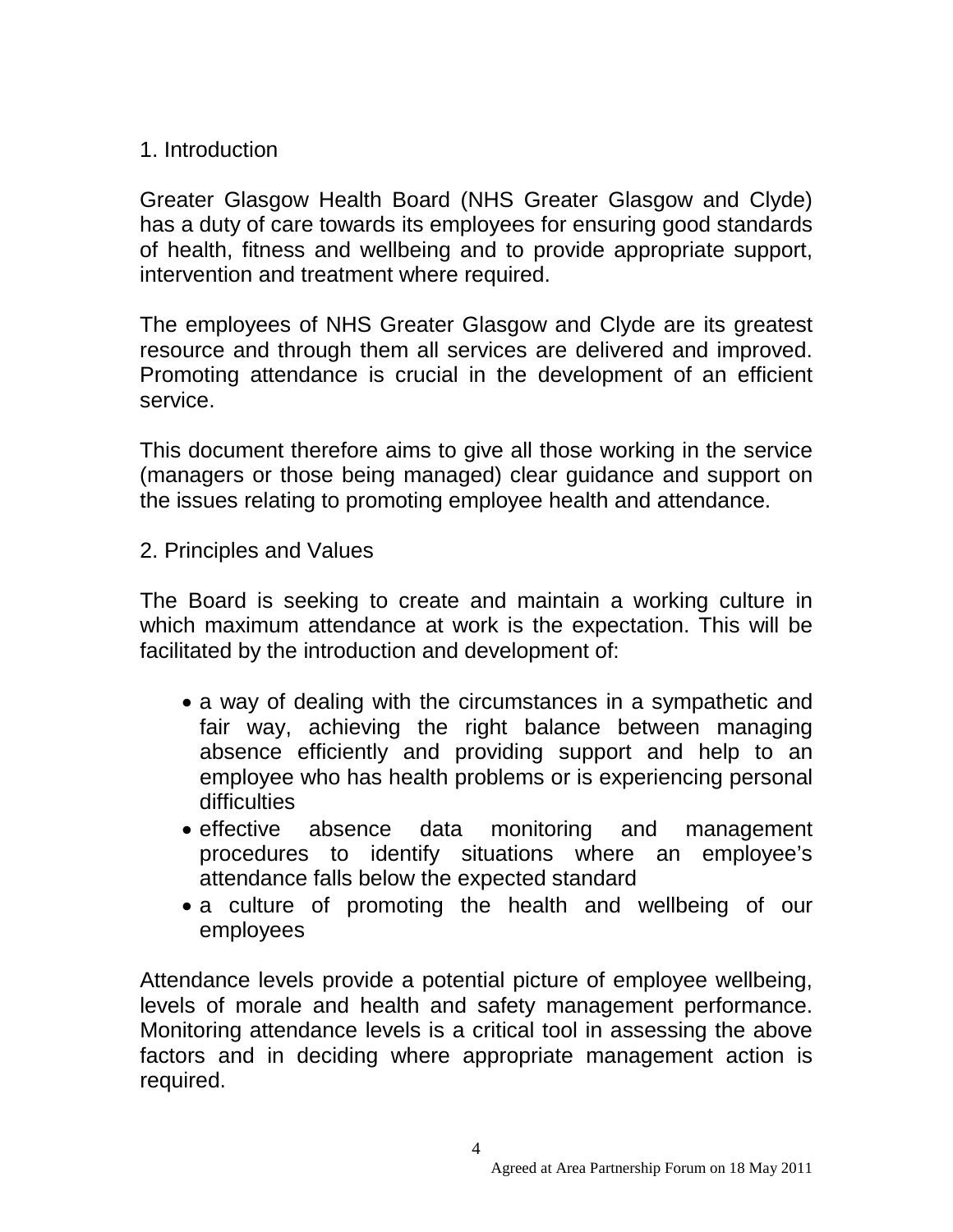## 1. Introduction

Greater Glasgow Health Board (NHS Greater Glasgow and Clyde) has a duty of care towards its employees for ensuring good standards of health, fitness and wellbeing and to provide appropriate support, intervention and treatment where required.

The employees of NHS Greater Glasgow and Clyde are its greatest resource and through them all services are delivered and improved. Promoting attendance is crucial in the development of an efficient service.

This document therefore aims to give all those working in the service (managers or those being managed) clear guidance and support on the issues relating to promoting employee health and attendance.

## 2. Principles and Values

The Board is seeking to create and maintain a working culture in which maximum attendance at work is the expectation. This will be facilitated by the introduction and development of:

- a way of dealing with the circumstances in a sympathetic and fair way, achieving the right balance between managing absence efficiently and providing support and help to an employee who has health problems or is experiencing personal difficulties
- effective absence data monitoring and management procedures to identify situations where an employee's attendance falls below the expected standard
- a culture of promoting the health and wellbeing of our employees

Attendance levels provide a potential picture of employee wellbeing, levels of morale and health and safety management performance. Monitoring attendance levels is a critical tool in assessing the above factors and in deciding where appropriate management action is required.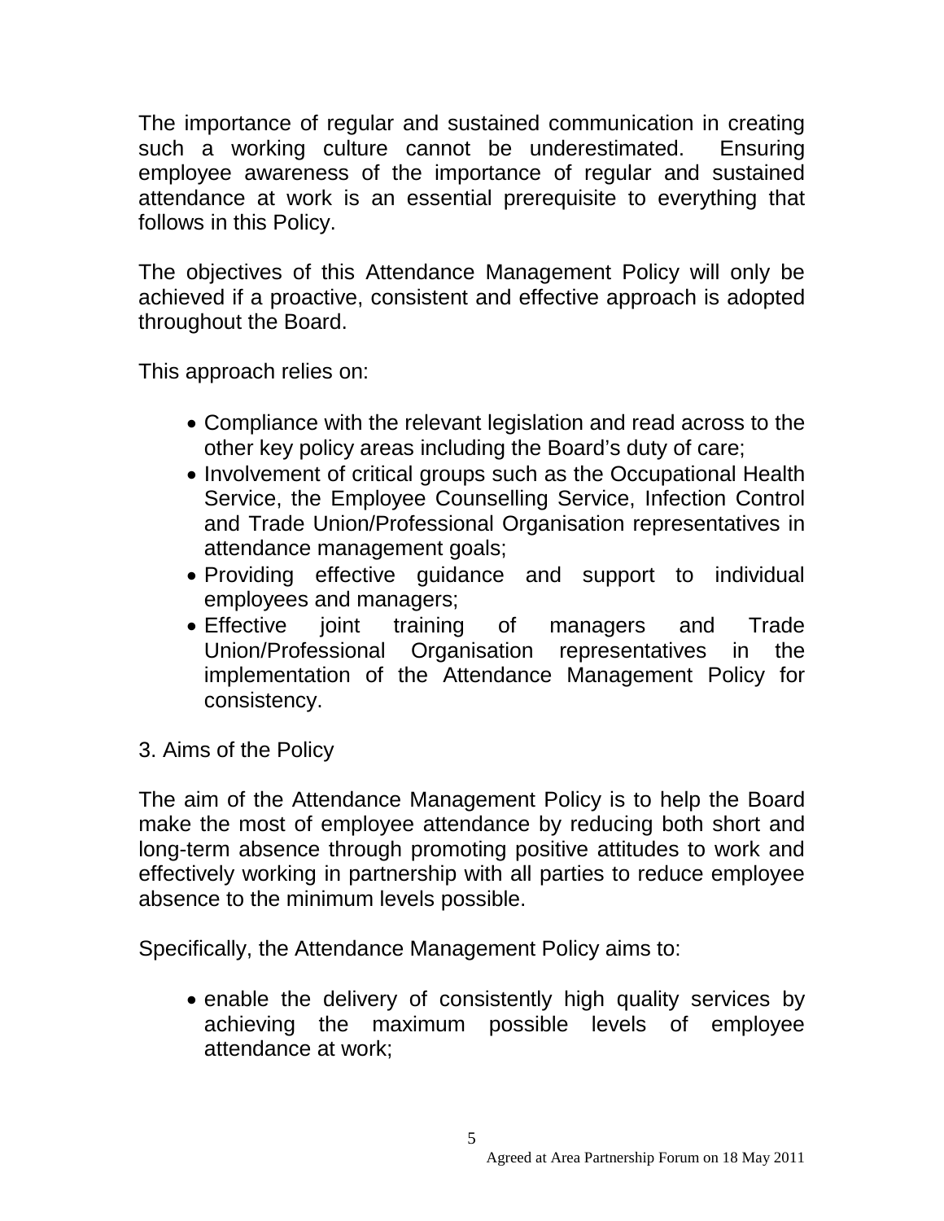The importance of regular and sustained communication in creating such a working culture cannot be underestimated. Ensuring employee awareness of the importance of regular and sustained attendance at work is an essential prerequisite to everything that follows in this Policy.

The objectives of this Attendance Management Policy will only be achieved if a proactive, consistent and effective approach is adopted throughout the Board.

This approach relies on:

- Compliance with the relevant legislation and read across to the other key policy areas including the Board's duty of care;
- Involvement of critical groups such as the Occupational Health Service, the Employee Counselling Service, Infection Control and Trade Union/Professional Organisation representatives in attendance management goals;
- Providing effective guidance and support to individual employees and managers;
- Effective joint training of managers and Trade Union/Professional Organisation representatives in the implementation of the Attendance Management Policy for consistency.

## 3. Aims of the Policy

The aim of the Attendance Management Policy is to help the Board make the most of employee attendance by reducing both short and long-term absence through promoting positive attitudes to work and effectively working in partnership with all parties to reduce employee absence to the minimum levels possible.

Specifically, the Attendance Management Policy aims to:

- enable the delivery of consistently high quality services by achieving the maximum possible levels of employee attendance at work;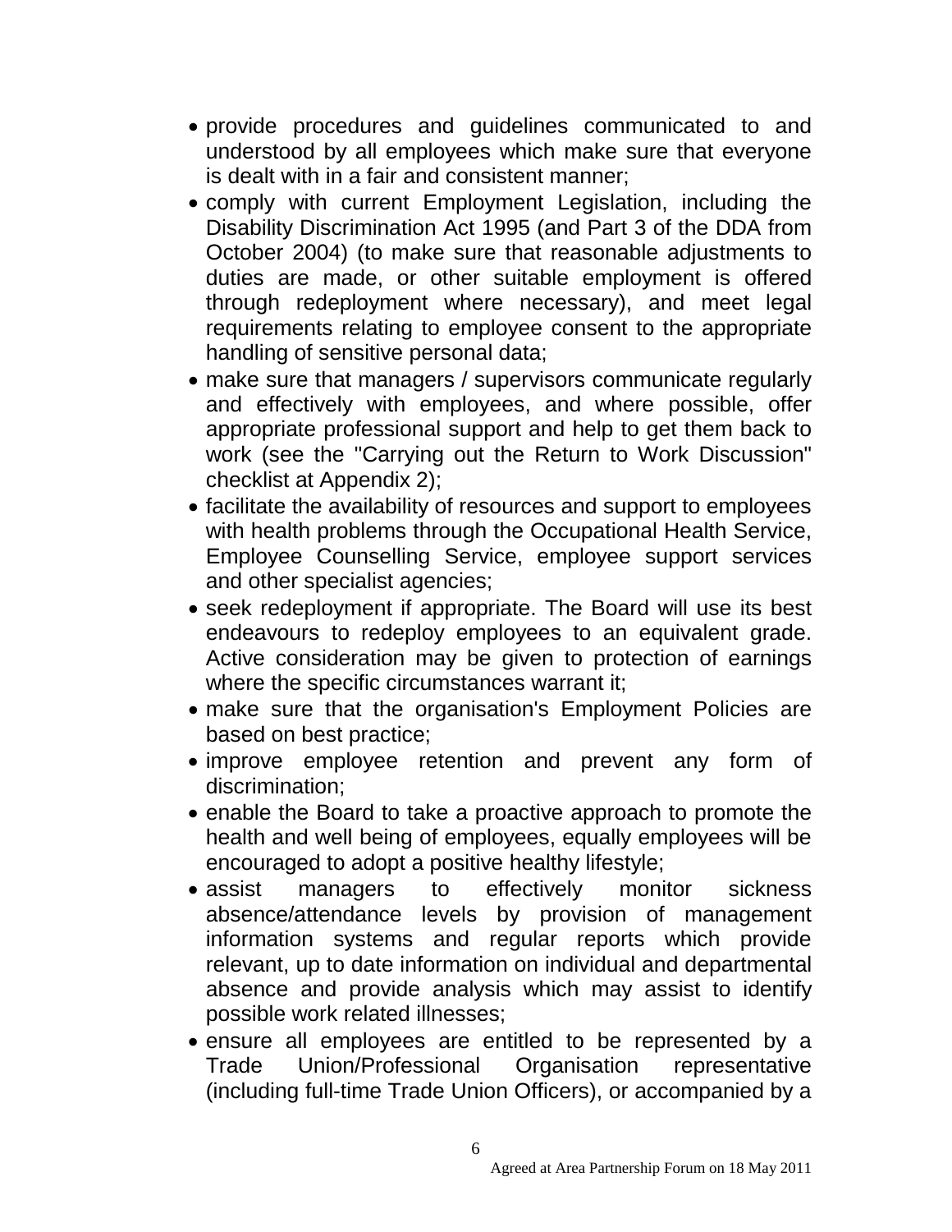- provide procedures and guidelines communicated to and understood by all employees which make sure that everyone is dealt with in a fair and consistent manner;
- comply with current Employment Legislation, including the Disability Discrimination Act 1995 (and Part 3 of the DDA from October 2004) (to make sure that reasonable adjustments to duties are made, or other suitable employment is offered through redeployment where necessary), and meet legal requirements relating to employee consent to the appropriate handling of sensitive personal data;
- make sure that managers / supervisors communicate regularly and effectively with employees, and where possible, offer appropriate professional support and help to get them back to work (see the "Carrying out the Return to Work Discussion" checklist at Appendix 2);
- facilitate the availability of resources and support to employees with health problems through the Occupational Health Service, Employee Counselling Service, employee support services and other specialist agencies;
- seek redeployment if appropriate. The Board will use its best endeavours to redeploy employees to an equivalent grade. Active consideration may be given to protection of earnings where the specific circumstances warrant it;
- make sure that the organisation's Employment Policies are based on best practice;
- improve employee retention and prevent any form of discrimination;
- enable the Board to take a proactive approach to promote the health and well being of employees, equally employees will be encouraged to adopt a positive healthy lifestyle;
- assist managers to effectively monitor sickness absence/attendance levels by provision of management information systems and regular reports which provide relevant, up to date information on individual and departmental absence and provide analysis which may assist to identify possible work related illnesses;
- ensure all employees are entitled to be represented by a Trade Union/Professional Organisation representative (including full-time Trade Union Officers), or accompanied by a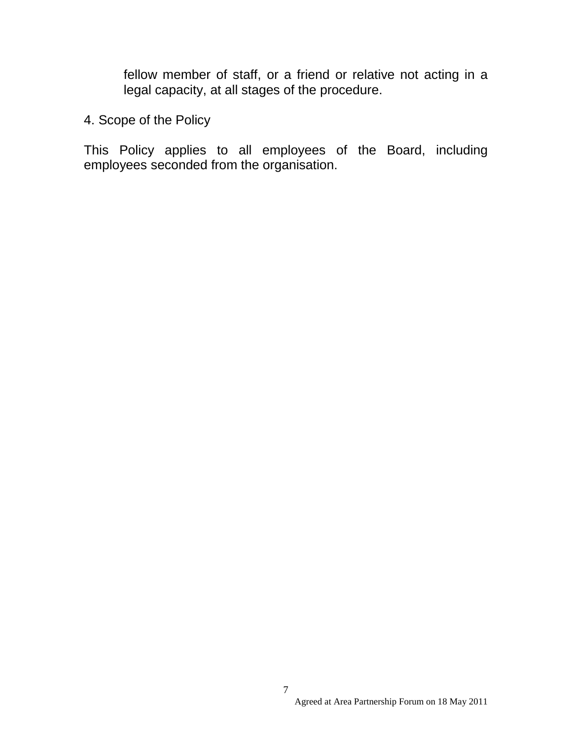fellow member of staff, or a friend or relative not acting in a legal capacity, at all stages of the procedure.

## 4. Scope of the Policy

This Policy applies to all employees of the Board, including employees seconded from the organisation.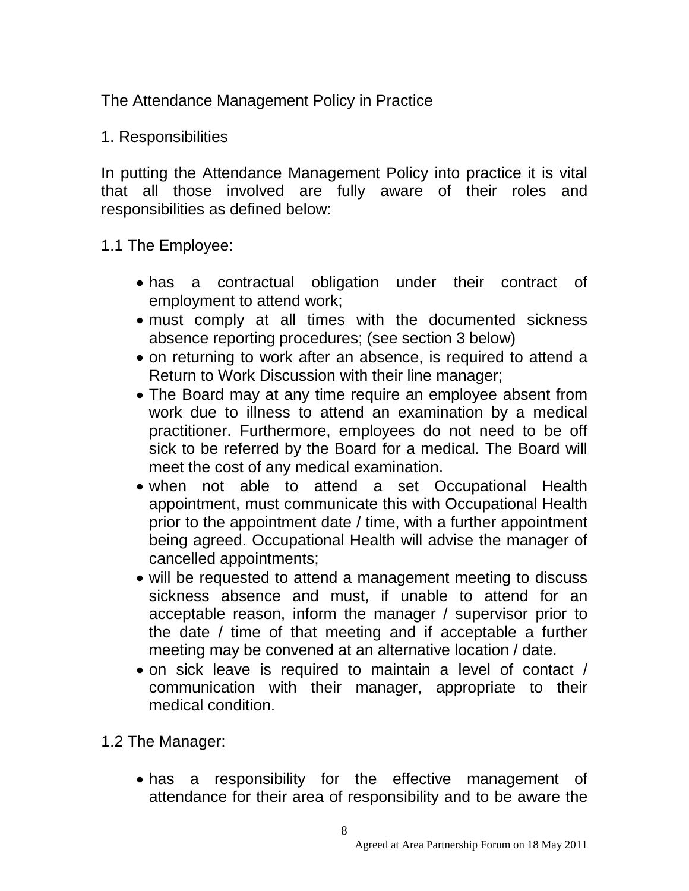The Attendance Management Policy in Practice

1. Responsibilities

In putting the Attendance Management Policy into practice it is vital that all those involved are fully aware of their roles and responsibilities as defined below:

1.1 The Employee:

- has a contractual obligation under their contract of employment to attend work;
- must comply at all times with the documented sickness absence reporting procedures; (see section 3 below)
- on returning to work after an absence, is required to attend a Return to Work Discussion with their line manager;
- The Board may at any time require an employee absent from work due to illness to attend an examination by a medical practitioner. Furthermore, employees do not need to be off sick to be referred by the Board for a medical. The Board will meet the cost of any medical examination.
- when not able to attend a set Occupational Health appointment, must communicate this with Occupational Health prior to the appointment date / time, with a further appointment being agreed. Occupational Health will advise the manager of cancelled appointments;
- will be requested to attend a management meeting to discuss sickness absence and must, if unable to attend for an acceptable reason, inform the manager / supervisor prior to the date / time of that meeting and if acceptable a further meeting may be convened at an alternative location / date.
- on sick leave is required to maintain a level of contact / communication with their manager, appropriate to their medical condition.

1.2 The Manager:

- has a responsibility for the effective management of attendance for their area of responsibility and to be aware the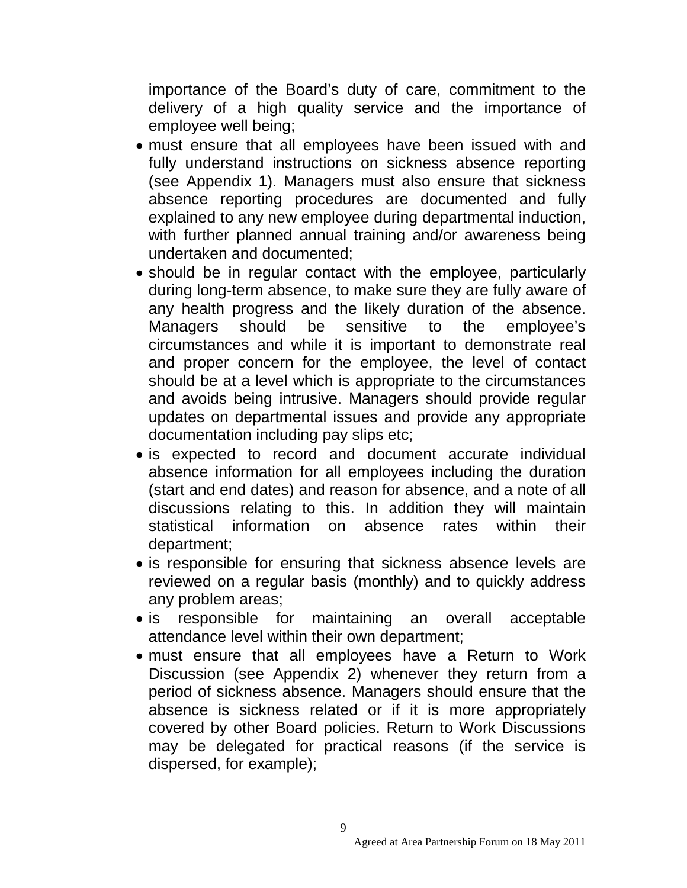importance of the Board's duty of care, commitment to the delivery of a high quality service and the importance of employee well being;

- must ensure that all employees have been issued with and fully understand instructions on sickness absence reporting (see Appendix 1). Managers must also ensure that sickness absence reporting procedures are documented and fully explained to any new employee during departmental induction, with further planned annual training and/or awareness being undertaken and documented;
- should be in regular contact with the employee, particularly during long-term absence, to make sure they are fully aware of any health progress and the likely duration of the absence. Managers should be sensitive to the employee's circumstances and while it is important to demonstrate real and proper concern for the employee, the level of contact should be at a level which is appropriate to the circumstances and avoids being intrusive. Managers should provide regular updates on departmental issues and provide any appropriate documentation including pay slips etc;
- is expected to record and document accurate individual absence information for all employees including the duration (start and end dates) and reason for absence, and a note of all discussions relating to this. In addition they will maintain statistical information on absence rates within their department;
- is responsible for ensuring that sickness absence levels are reviewed on a regular basis (monthly) and to quickly address any problem areas;
- is responsible for maintaining an overall acceptable attendance level within their own department;
- must ensure that all employees have a Return to Work Discussion (see Appendix 2) whenever they return from a period of sickness absence. Managers should ensure that the absence is sickness related or if it is more appropriately covered by other Board policies. Return to Work Discussions may be delegated for practical reasons (if the service is dispersed, for example);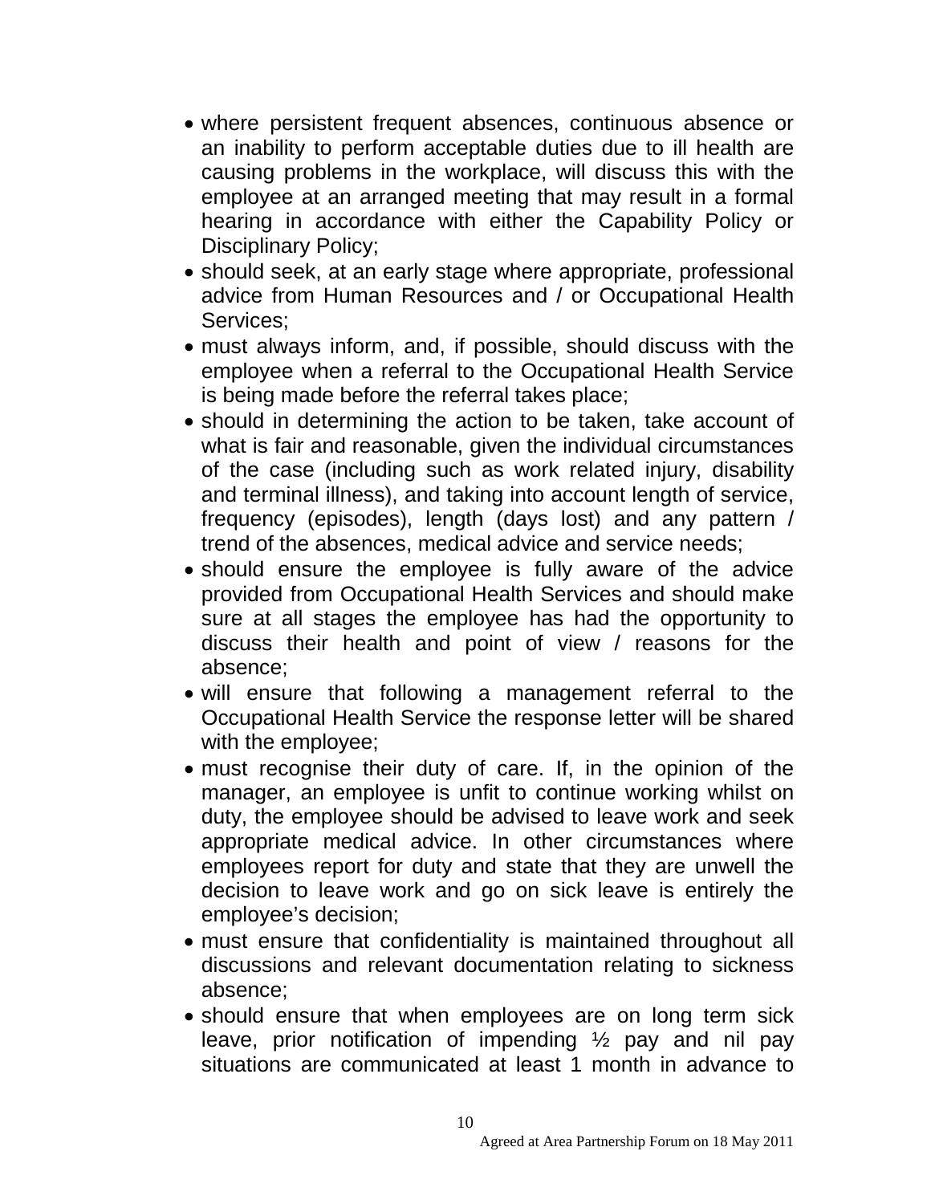- where persistent frequent absences, continuous absence or an inability to perform acceptable duties due to ill health are causing problems in the workplace, will discuss this with the employee at an arranged meeting that may result in a formal hearing in accordance with either the Capability Policy or Disciplinary Policy;
- should seek, at an early stage where appropriate, professional advice from Human Resources and / or Occupational Health Services;
- must always inform, and, if possible, should discuss with the employee when a referral to the Occupational Health Service is being made before the referral takes place;
- should in determining the action to be taken, take account of what is fair and reasonable, given the individual circumstances of the case (including such as work related injury, disability and terminal illness), and taking into account length of service, frequency (episodes), length (days lost) and any pattern / trend of the absences, medical advice and service needs;
- should ensure the employee is fully aware of the advice provided from Occupational Health Services and should make sure at all stages the employee has had the opportunity to discuss their health and point of view / reasons for the absence;
- will ensure that following a management referral to the Occupational Health Service the response letter will be shared with the employee;
- must recognise their duty of care. If, in the opinion of the manager, an employee is unfit to continue working whilst on duty, the employee should be advised to leave work and seek appropriate medical advice. In other circumstances where employees report for duty and state that they are unwell the decision to leave work and go on sick leave is entirely the employee's decision;
- must ensure that confidentiality is maintained throughout all discussions and relevant documentation relating to sickness absence;
- should ensure that when employees are on long term sick leave, prior notification of impending ½ pay and nil pay situations are communicated at least 1 month in advance to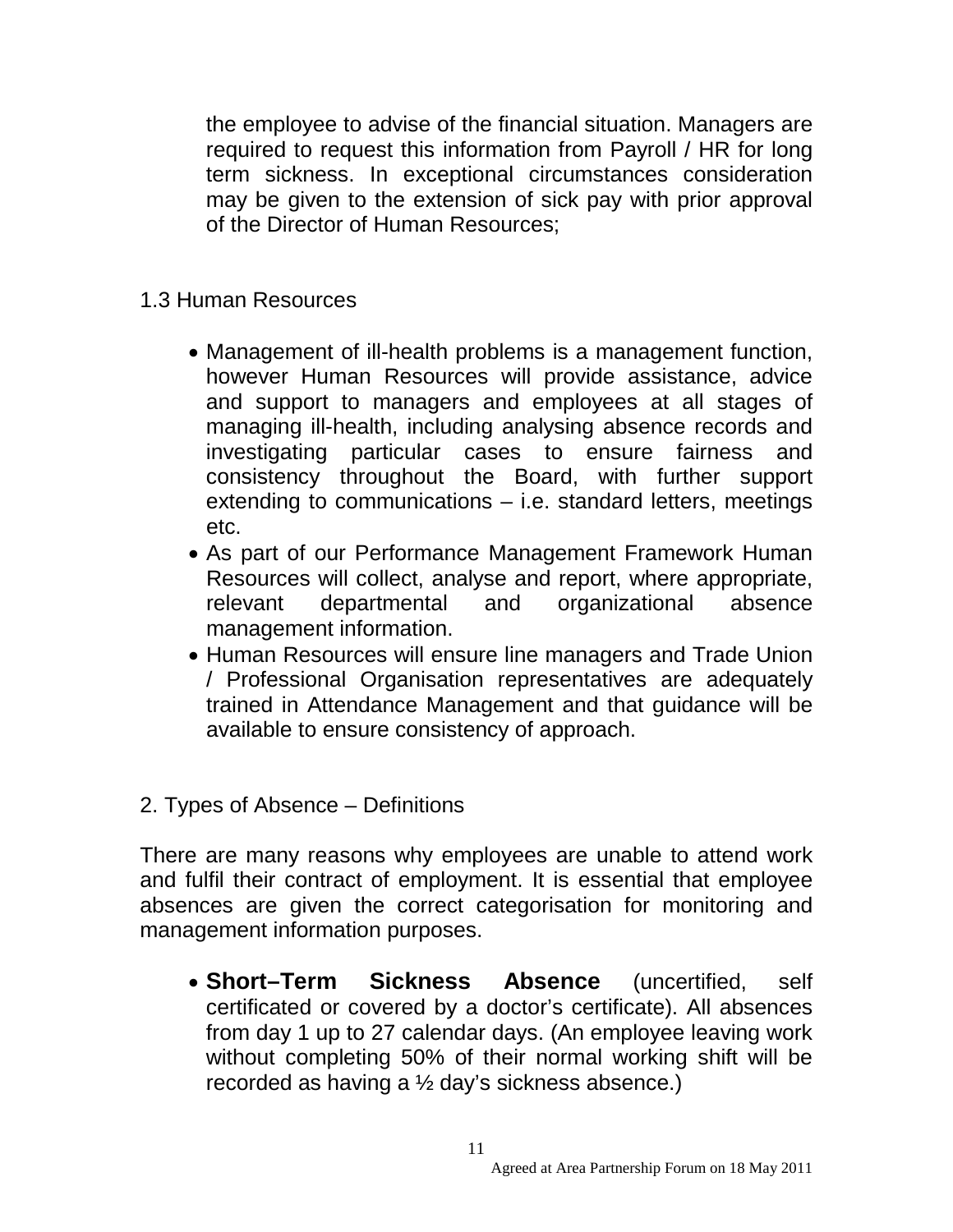the employee to advise of the financial situation. Managers are required to request this information from Payroll / HR for long term sickness. In exceptional circumstances consideration may be given to the extension of sick pay with prior approval of the Director of Human Resources;

### 1.3 Human Resources

- Management of ill-health problems is a management function, however Human Resources will provide assistance, advice and support to managers and employees at all stages of managing ill-health, including analysing absence records and investigating particular cases to ensure fairness and consistency throughout the Board, with further support extending to communications – i.e. standard letters, meetings etc.
- As part of our Performance Management Framework Human Resources will collect, analyse and report, where appropriate, relevant departmental and organizational absence management information.
- Human Resources will ensure line managers and Trade Union / Professional Organisation representatives are adequately trained in Attendance Management and that guidance will be available to ensure consistency of approach.

## 2. Types of Absence – Definitions

There are many reasons why employees are unable to attend work and fulfil their contract of employment. It is essential that employee absences are given the correct categorisation for monitoring and management information purposes.

- **Short–Term Sickness Absence** (uncertified, self certificated or covered by a doctor's certificate). All absences from day 1 up to 27 calendar days. (An employee leaving work without completing 50% of their normal working shift will be recorded as having a ½ day's sickness absence.)

Agreed at Area Partnership Forum on 18 May 2011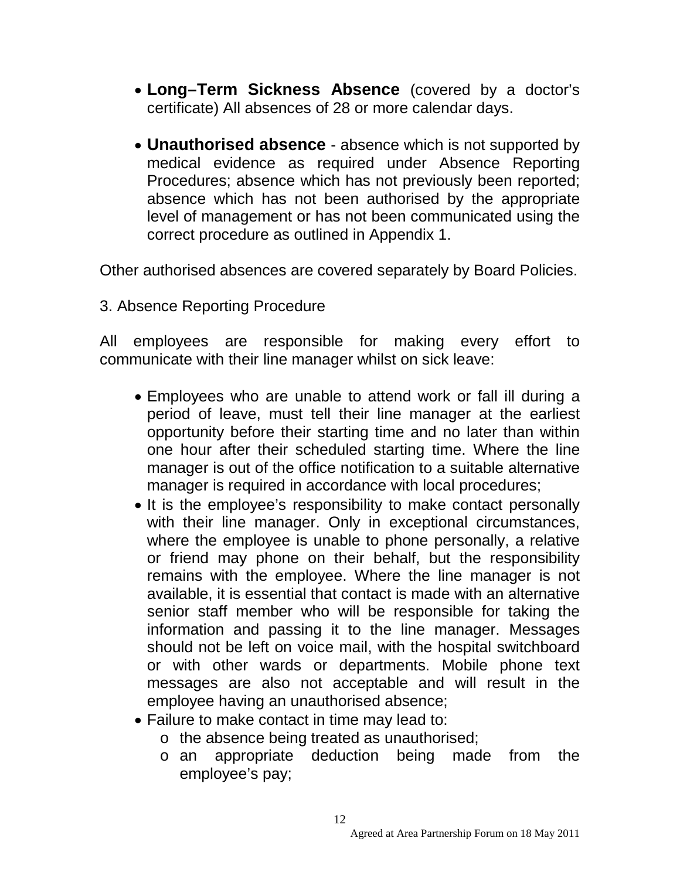- **Long–Term Sickness Absence** (covered by a doctor's certificate) All absences of 28 or more calendar days.

- **Unauthorised absence** - absence which is not supported by medical evidence as required under Absence Reporting Procedures; absence which has not previously been reported; absence which has not been authorised by the appropriate level of management or has not been communicated using the correct procedure as outlined in Appendix 1.

Other authorised absences are covered separately by Board Policies.

3. Absence Reporting Procedure

All employees are responsible for making every effort to communicate with their line manager whilst on sick leave:

- Employees who are unable to attend work or fall ill during a period of leave, must tell their line manager at the earliest opportunity before their starting time and no later than within one hour after their scheduled starting time. Where the line manager is out of the office notification to a suitable alternative manager is required in accordance with local procedures;
- It is the employee's responsibility to make contact personally with their line manager. Only in exceptional circumstances, where the employee is unable to phone personally, a relative or friend may phone on their behalf, but the responsibility remains with the employee. Where the line manager is not available, it is essential that contact is made with an alternative senior staff member who will be responsible for taking the information and passing it to the line manager. Messages should not be left on voice mail, with the hospital switchboard or with other wards or departments. Mobile phone text messages are also not acceptable and will result in the employee having an unauthorised absence;
- Failure to make contact in time may lead to:
  - the absence being treated as unauthorised;
  - an appropriate deduction being made from the employee's pay;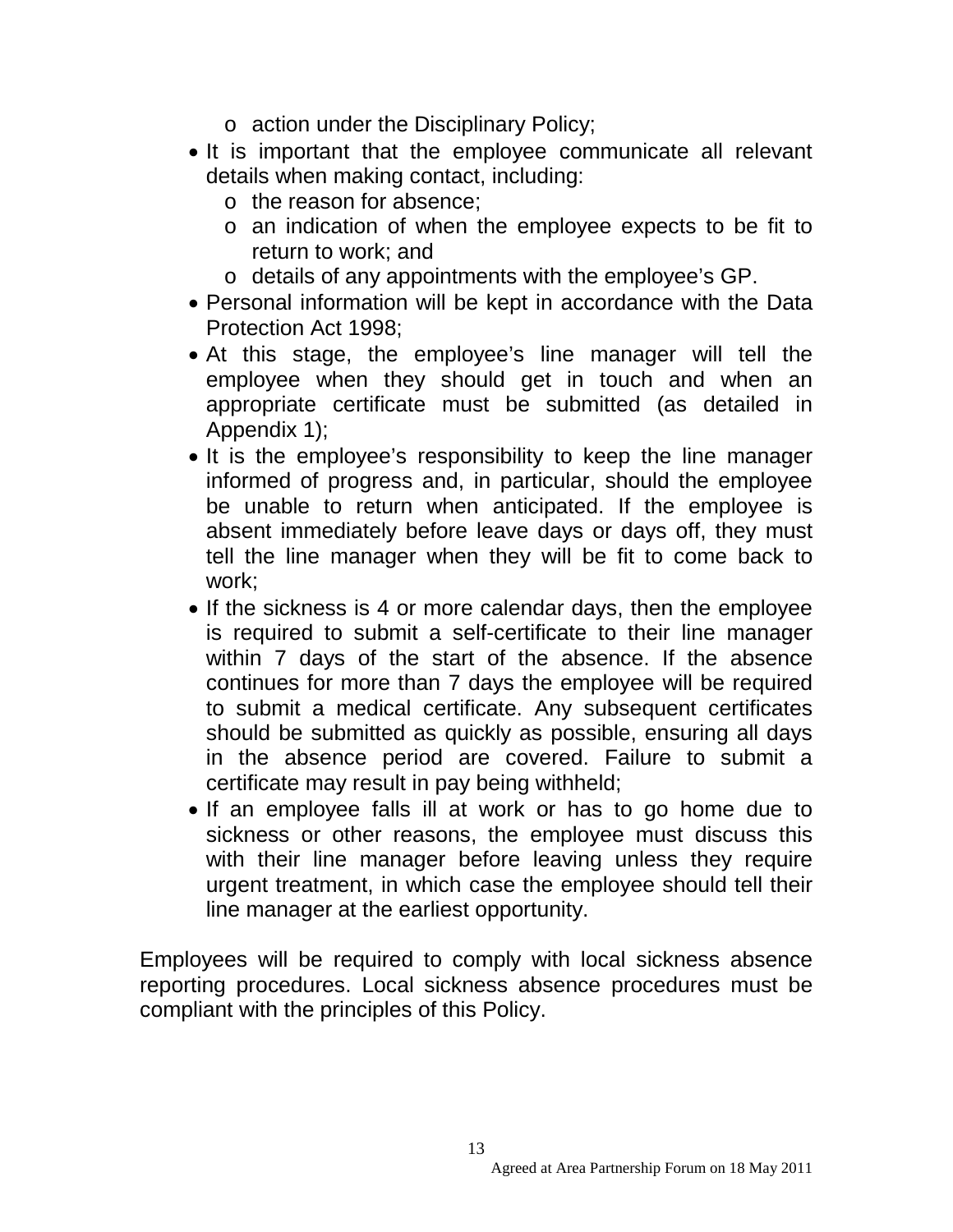- action under the Disciplinary Policy;
- It is important that the employee communicate all relevant details when making contact, including:
  - the reason for absence;
  - an indication of when the employee expects to be fit to return to work; and
  - details of any appointments with the employee's GP.
- Personal information will be kept in accordance with the Data Protection Act 1998;
- At this stage, the employee's line manager will tell the employee when they should get in touch and when an appropriate certificate must be submitted (as detailed in Appendix 1);
- It is the employee's responsibility to keep the line manager informed of progress and, in particular, should the employee be unable to return when anticipated. If the employee is absent immediately before leave days or days off, they must tell the line manager when they will be fit to come back to work;
- If the sickness is 4 or more calendar days, then the employee is required to submit a self-certificate to their line manager within 7 days of the start of the absence. If the absence continues for more than 7 days the employee will be required to submit a medical certificate. Any subsequent certificates should be submitted as quickly as possible, ensuring all days in the absence period are covered. Failure to submit a certificate may result in pay being withheld;
- If an employee falls ill at work or has to go home due to sickness or other reasons, the employee must discuss this with their line manager before leaving unless they require urgent treatment, in which case the employee should tell their line manager at the earliest opportunity.

Employees will be required to comply with local sickness absence reporting procedures. Local sickness absence procedures must be compliant with the principles of this Policy.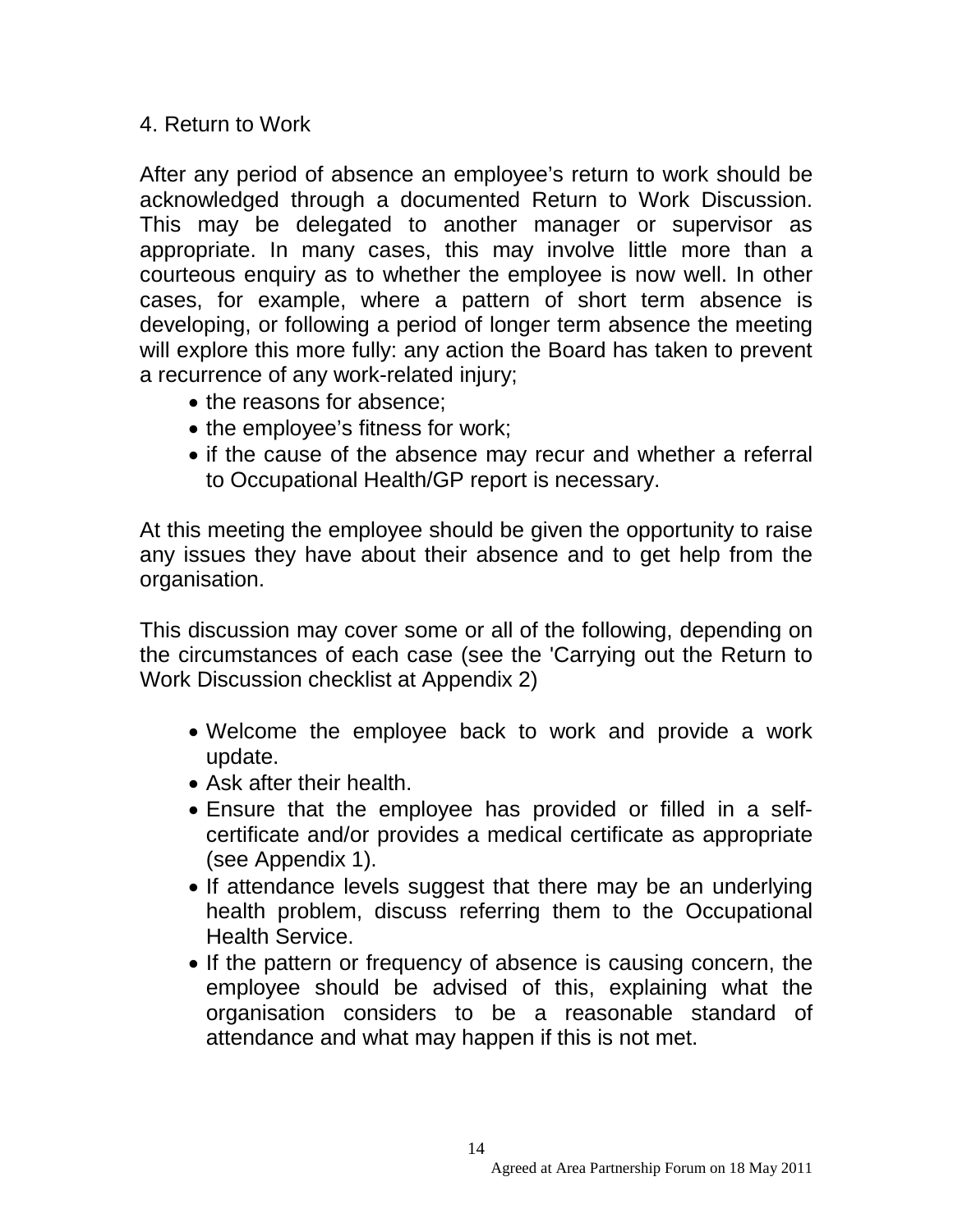## 4. Return to Work

After any period of absence an employee's return to work should be acknowledged through a documented Return to Work Discussion. This may be delegated to another manager or supervisor as appropriate. In many cases, this may involve little more than a courteous enquiry as to whether the employee is now well. In other cases, for example, where a pattern of short term absence is developing, or following a period of longer term absence the meeting will explore this more fully: any action the Board has taken to prevent a recurrence of any work-related injury;

- the reasons for absence;
- the employee's fitness for work;
- if the cause of the absence may recur and whether a referral to Occupational Health/GP report is necessary.

At this meeting the employee should be given the opportunity to raise any issues they have about their absence and to get help from the organisation.

This discussion may cover some or all of the following, depending on the circumstances of each case (see the 'Carrying out the Return to Work Discussion checklist at Appendix 2)

- Welcome the employee back to work and provide a work update.
- Ask after their health.
- Ensure that the employee has provided or filled in a self-certificate and/or provides a medical certificate as appropriate (see Appendix 1).
- If attendance levels suggest that there may be an underlying health problem, discuss referring them to the Occupational Health Service.
- If the pattern or frequency of absence is causing concern, the employee should be advised of this, explaining what the organisation considers to be a reasonable standard of attendance and what may happen if this is not met.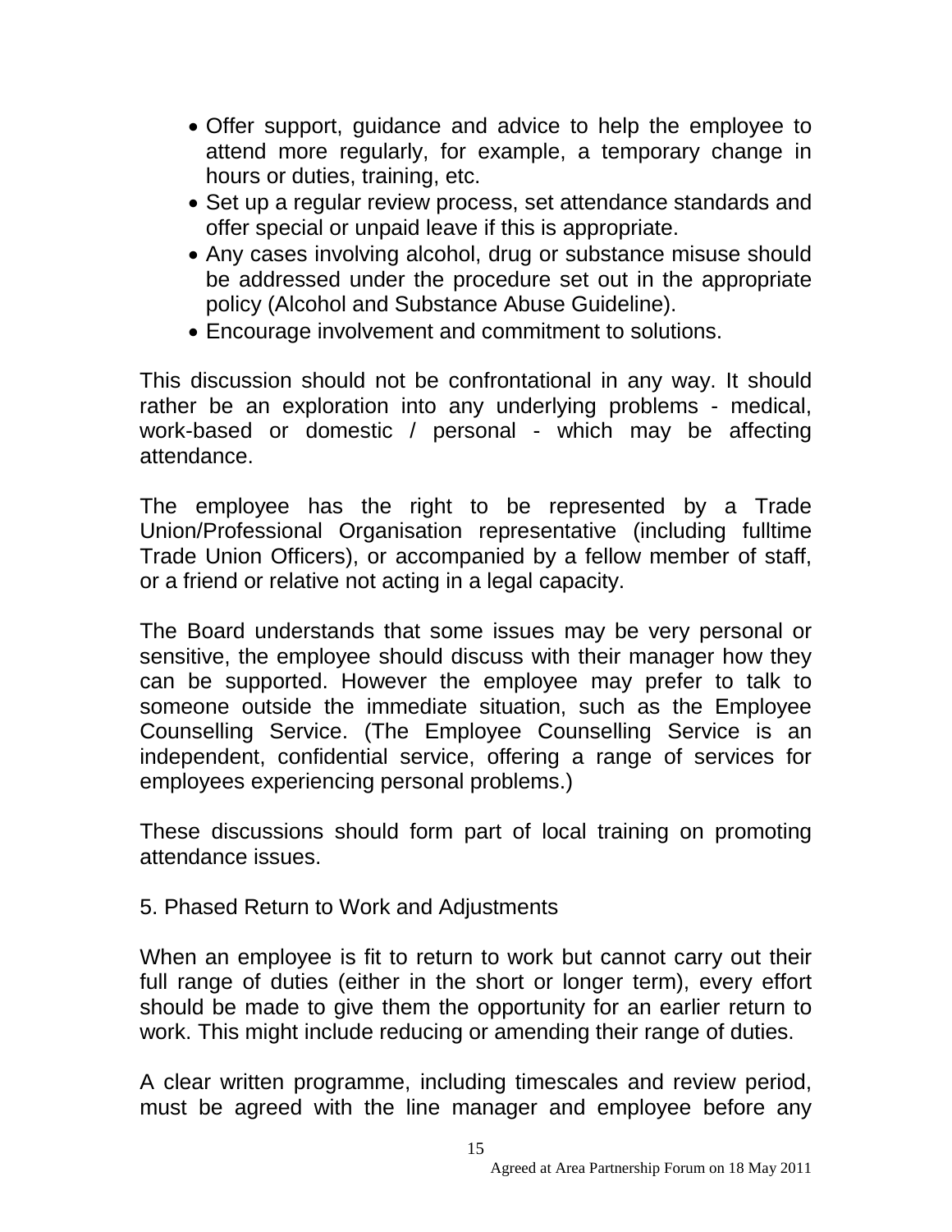- Offer support, guidance and advice to help the employee to attend more regularly, for example, a temporary change in hours or duties, training, etc.
- Set up a regular review process, set attendance standards and offer special or unpaid leave if this is appropriate.
- Any cases involving alcohol, drug or substance misuse should be addressed under the procedure set out in the appropriate policy (Alcohol and Substance Abuse Guideline).
- Encourage involvement and commitment to solutions.

This discussion should not be confrontational in any way. It should rather be an exploration into any underlying problems - medical, work-based or domestic / personal - which may be affecting attendance.

The employee has the right to be represented by a Trade Union/Professional Organisation representative (including fulltime Trade Union Officers), or accompanied by a fellow member of staff, or a friend or relative not acting in a legal capacity.

The Board understands that some issues may be very personal or sensitive, the employee should discuss with their manager how they can be supported. However the employee may prefer to talk to someone outside the immediate situation, such as the Employee Counselling Service. (The Employee Counselling Service is an independent, confidential service, offering a range of services for employees experiencing personal problems.)

These discussions should form part of local training on promoting attendance issues.

## 5. Phased Return to Work and Adjustments

When an employee is fit to return to work but cannot carry out their full range of duties (either in the short or longer term), every effort should be made to give them the opportunity for an earlier return to work. This might include reducing or amending their range of duties.

A clear written programme, including timescales and review period, must be agreed with the line manager and employee before any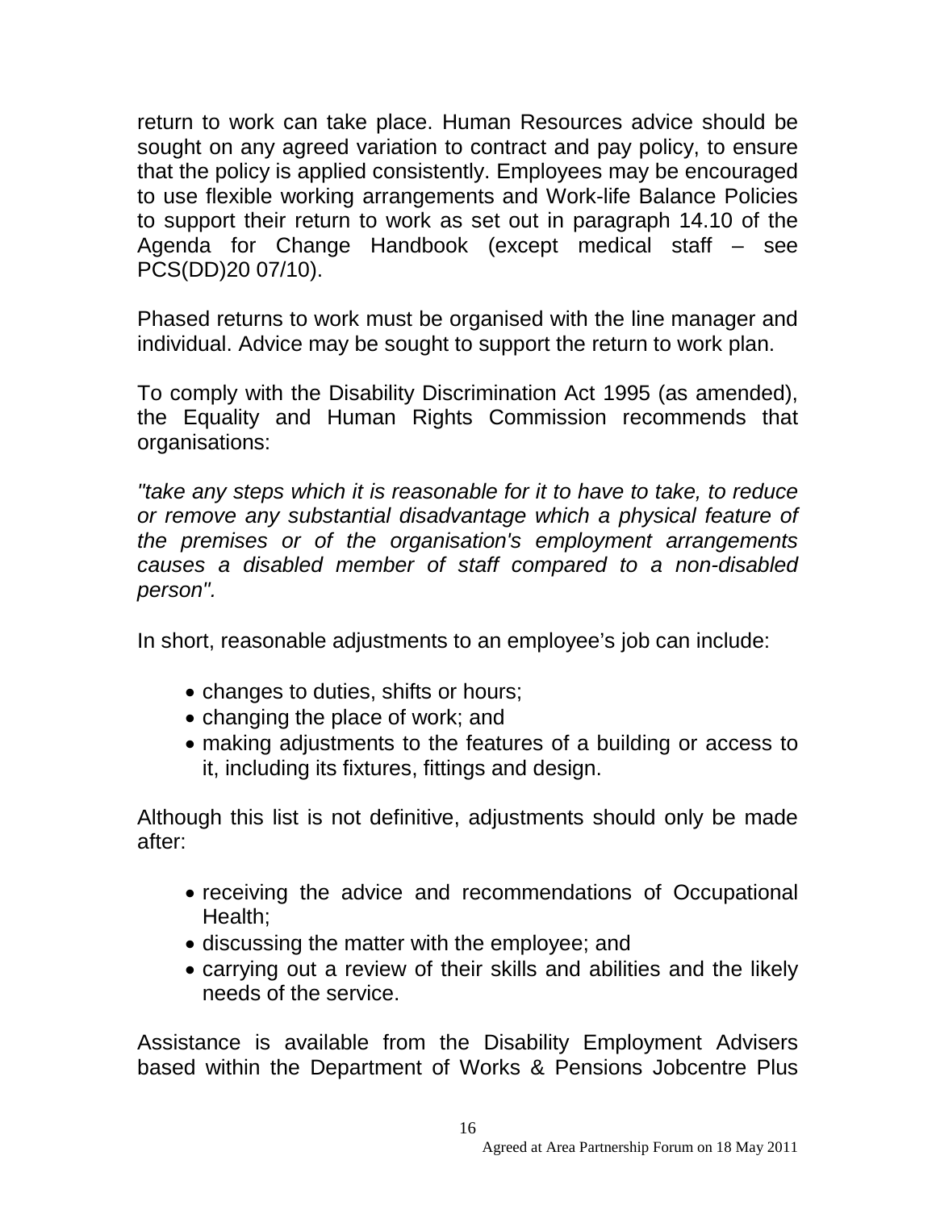return to work can take place. Human Resources advice should be sought on any agreed variation to contract and pay policy, to ensure that the policy is applied consistently. Employees may be encouraged to use flexible working arrangements and Work-life Balance Policies to support their return to work as set out in paragraph 14.10 of the Agenda for Change Handbook (except medical staff – see PCS(DD)20 07/10).

Phased returns to work must be organised with the line manager and individual. Advice may be sought to support the return to work plan.

To comply with the Disability Discrimination Act 1995 (as amended), the Equality and Human Rights Commission recommends that organisations:

*"take any steps which it is reasonable for it to have to take, to reduce or remove any substantial disadvantage which a physical feature of the premises or of the organisation's employment arrangements causes a disabled member of staff compared to a non-disabled person".*

In short, reasonable adjustments to an employee's job can include:

- changes to duties, shifts or hours;
- changing the place of work; and
- making adjustments to the features of a building or access to it, including its fixtures, fittings and design.

Although this list is not definitive, adjustments should only be made after:

- receiving the advice and recommendations of Occupational Health;
- discussing the matter with the employee; and
- carrying out a review of their skills and abilities and the likely needs of the service.

Assistance is available from the Disability Employment Advisers based within the Department of Works & Pensions Jobcentre Plus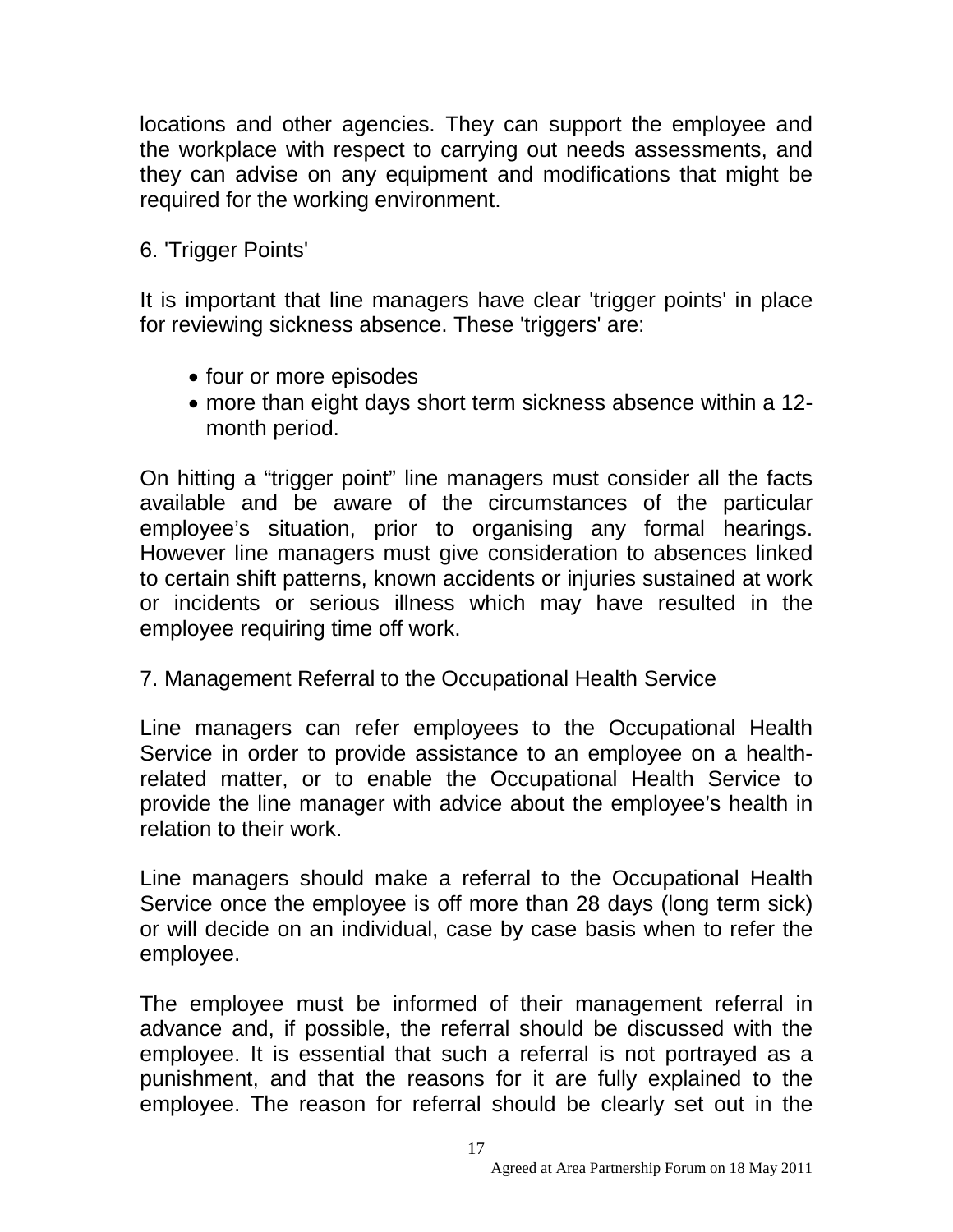locations and other agencies. They can support the employee and the workplace with respect to carrying out needs assessments, and they can advise on any equipment and modifications that might be required for the working environment.

## 6. 'Trigger Points'

It is important that line managers have clear 'trigger points' in place for reviewing sickness absence. These 'triggers' are:

- four or more episodes
- more than eight days short term sickness absence within a 12-month period.

On hitting a "trigger point" line managers must consider all the facts available and be aware of the circumstances of the particular employee's situation, prior to organising any formal hearings. However line managers must give consideration to absences linked to certain shift patterns, known accidents or injuries sustained at work or incidents or serious illness which may have resulted in the employee requiring time off work.

## 7. Management Referral to the Occupational Health Service

Line managers can refer employees to the Occupational Health Service in order to provide assistance to an employee on a health-related matter, or to enable the Occupational Health Service to provide the line manager with advice about the employee's health in relation to their work.

Line managers should make a referral to the Occupational Health Service once the employee is off more than 28 days (long term sick) or will decide on an individual, case by case basis when to refer the employee.

The employee must be informed of their management referral in advance and, if possible, the referral should be discussed with the employee. It is essential that such a referral is not portrayed as a punishment, and that the reasons for it are fully explained to the employee. The reason for referral should be clearly set out in the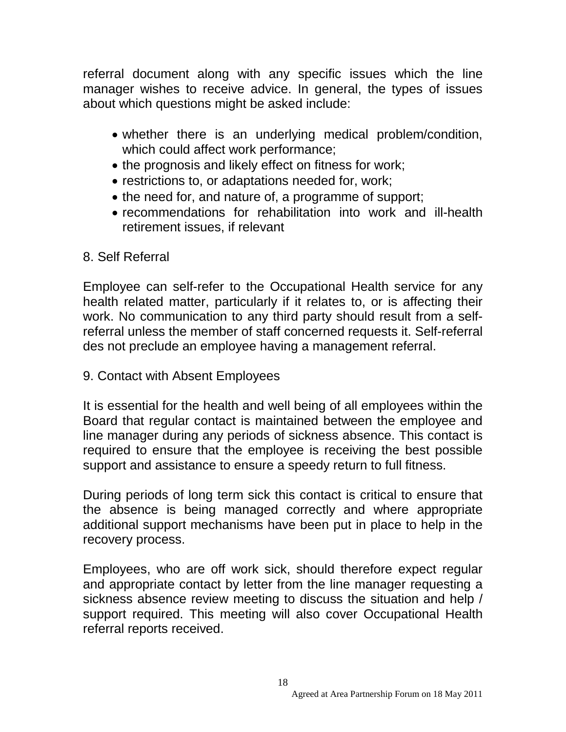referral document along with any specific issues which the line manager wishes to receive advice. In general, the types of issues about which questions might be asked include:

- whether there is an underlying medical problem/condition, which could affect work performance;
- the prognosis and likely effect on fitness for work;
- restrictions to, or adaptations needed for, work;
- the need for, and nature of, a programme of support;
- recommendations for rehabilitation into work and ill-health retirement issues, if relevant

## 8. Self Referral

Employee can self-refer to the Occupational Health service for any health related matter, particularly if it relates to, or is affecting their work. No communication to any third party should result from a self-referral unless the member of staff concerned requests it. Self-referral des not preclude an employee having a management referral.

## 9. Contact with Absent Employees

It is essential for the health and well being of all employees within the Board that regular contact is maintained between the employee and line manager during any periods of sickness absence. This contact is required to ensure that the employee is receiving the best possible support and assistance to ensure a speedy return to full fitness.

During periods of long term sick this contact is critical to ensure that the absence is being managed correctly and where appropriate additional support mechanisms have been put in place to help in the recovery process.

Employees, who are off work sick, should therefore expect regular and appropriate contact by letter from the line manager requesting a sickness absence review meeting to discuss the situation and help / support required. This meeting will also cover Occupational Health referral reports received.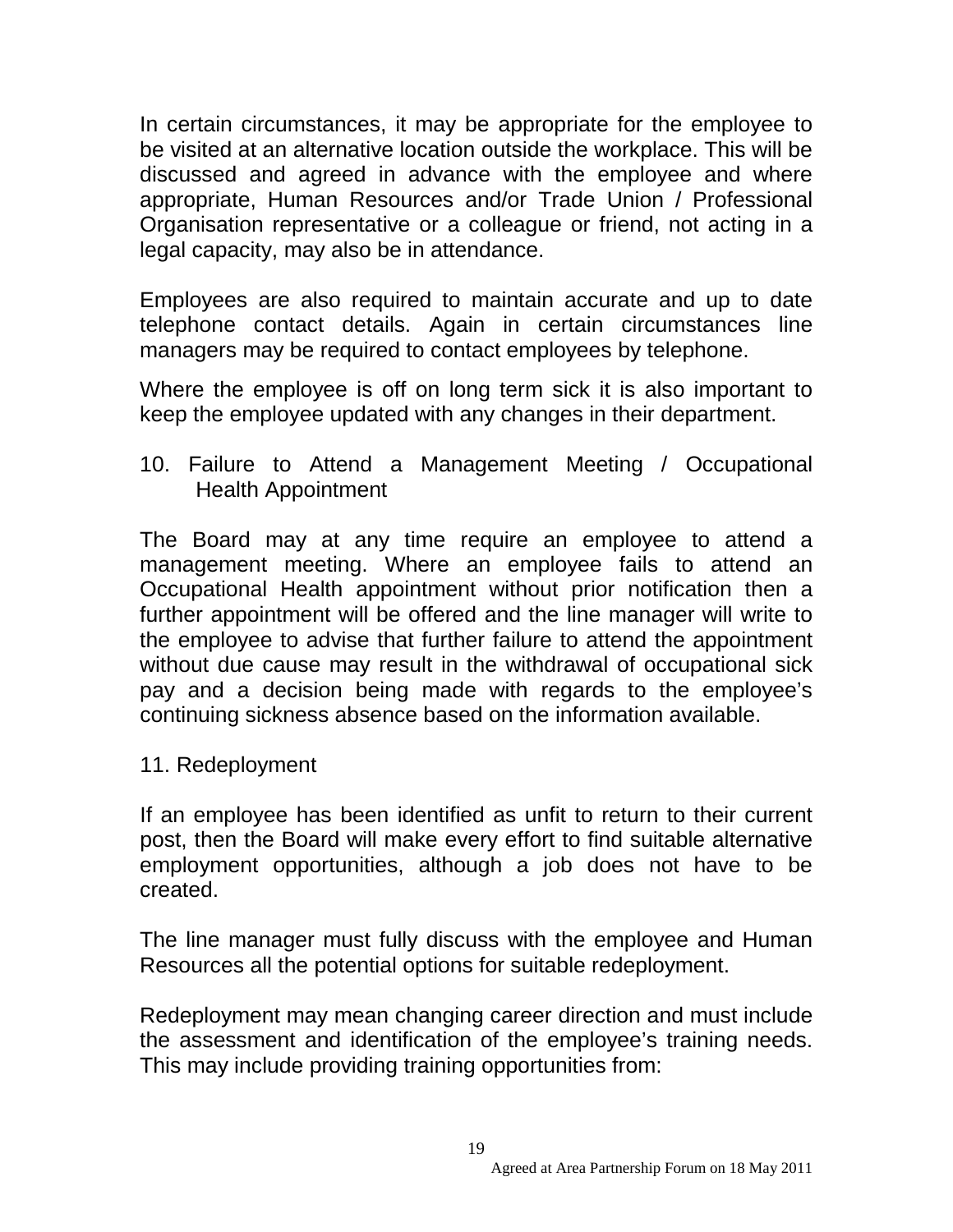In certain circumstances, it may be appropriate for the employee to be visited at an alternative location outside the workplace. This will be discussed and agreed in advance with the employee and where appropriate, Human Resources and/or Trade Union / Professional Organisation representative or a colleague or friend, not acting in a legal capacity, may also be in attendance.

Employees are also required to maintain accurate and up to date telephone contact details. Again in certain circumstances line managers may be required to contact employees by telephone.

Where the employee is off on long term sick it is also important to keep the employee updated with any changes in their department.

## 10. Failure to Attend a Management Meeting / Occupational Health Appointment

The Board may at any time require an employee to attend a management meeting. Where an employee fails to attend an Occupational Health appointment without prior notification then a further appointment will be offered and the line manager will write to the employee to advise that further failure to attend the appointment without due cause may result in the withdrawal of occupational sick pay and a decision being made with regards to the employee's continuing sickness absence based on the information available.

## 11. Redeployment

If an employee has been identified as unfit to return to their current post, then the Board will make every effort to find suitable alternative employment opportunities, although a job does not have to be created.

The line manager must fully discuss with the employee and Human Resources all the potential options for suitable redeployment.

Redeployment may mean changing career direction and must include the assessment and identification of the employee's training needs. This may include providing training opportunities from: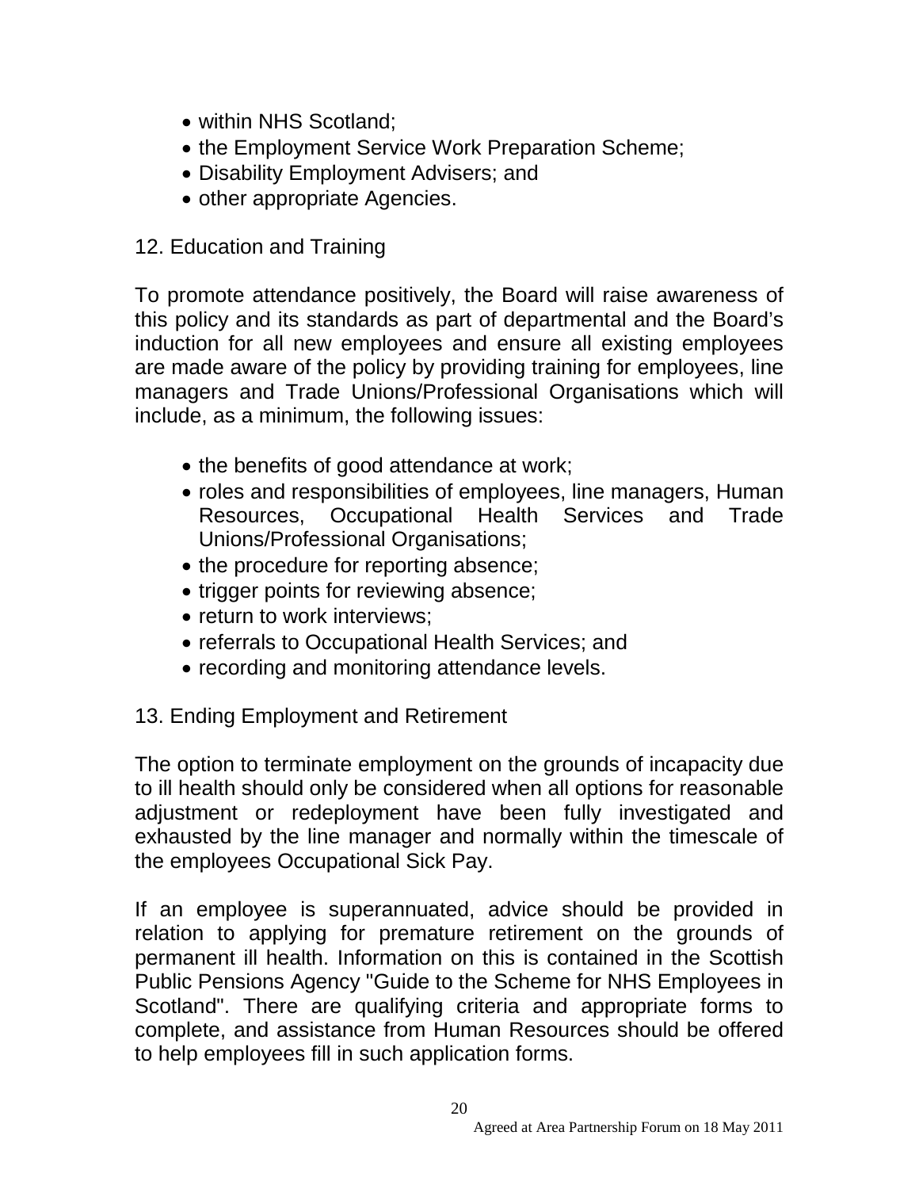- within NHS Scotland;
- the Employment Service Work Preparation Scheme;
- Disability Employment Advisers; and
- other appropriate Agencies.

## 12. Education and Training

To promote attendance positively, the Board will raise awareness of this policy and its standards as part of departmental and the Board's induction for all new employees and ensure all existing employees are made aware of the policy by providing training for employees, line managers and Trade Unions/Professional Organisations which will include, as a minimum, the following issues:

- the benefits of good attendance at work;
- roles and responsibilities of employees, line managers, Human Resources, Occupational Health Services and Trade Unions/Professional Organisations;
- the procedure for reporting absence;
- trigger points for reviewing absence;
- return to work interviews;
- referrals to Occupational Health Services; and
- recording and monitoring attendance levels.

## 13. Ending Employment and Retirement

The option to terminate employment on the grounds of incapacity due to ill health should only be considered when all options for reasonable adjustment or redeployment have been fully investigated and exhausted by the line manager and normally within the timescale of the employees Occupational Sick Pay.

If an employee is superannuated, advice should be provided in relation to applying for premature retirement on the grounds of permanent ill health. Information on this is contained in the Scottish Public Pensions Agency "Guide to the Scheme for NHS Employees in Scotland". There are qualifying criteria and appropriate forms to complete, and assistance from Human Resources should be offered to help employees fill in such application forms.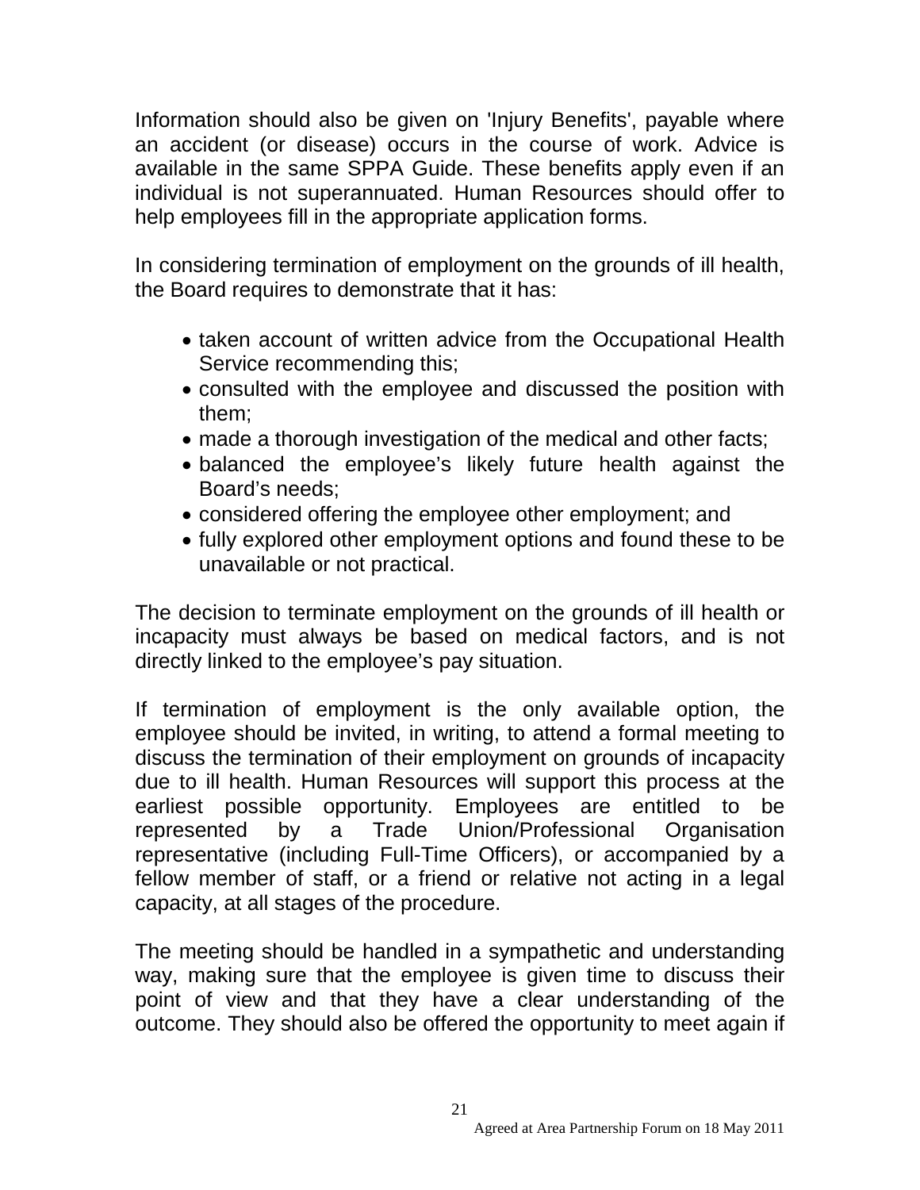Information should also be given on 'Injury Benefits', payable where an accident (or disease) occurs in the course of work. Advice is available in the same SPPA Guide. These benefits apply even if an individual is not superannuated. Human Resources should offer to help employees fill in the appropriate application forms.

In considering termination of employment on the grounds of ill health, the Board requires to demonstrate that it has:

- taken account of written advice from the Occupational Health Service recommending this;
- consulted with the employee and discussed the position with them;
- made a thorough investigation of the medical and other facts;
- balanced the employee's likely future health against the Board's needs;
- considered offering the employee other employment; and
- fully explored other employment options and found these to be unavailable or not practical.

The decision to terminate employment on the grounds of ill health or incapacity must always be based on medical factors, and is not directly linked to the employee's pay situation.

If termination of employment is the only available option, the employee should be invited, in writing, to attend a formal meeting to discuss the termination of their employment on grounds of incapacity due to ill health. Human Resources will support this process at the earliest possible opportunity. Employees are entitled to be represented by a Trade Union/Professional Organisation representative (including Full-Time Officers), or accompanied by a fellow member of staff, or a friend or relative not acting in a legal capacity, at all stages of the procedure.

The meeting should be handled in a sympathetic and understanding way, making sure that the employee is given time to discuss their point of view and that they have a clear understanding of the outcome. They should also be offered the opportunity to meet again if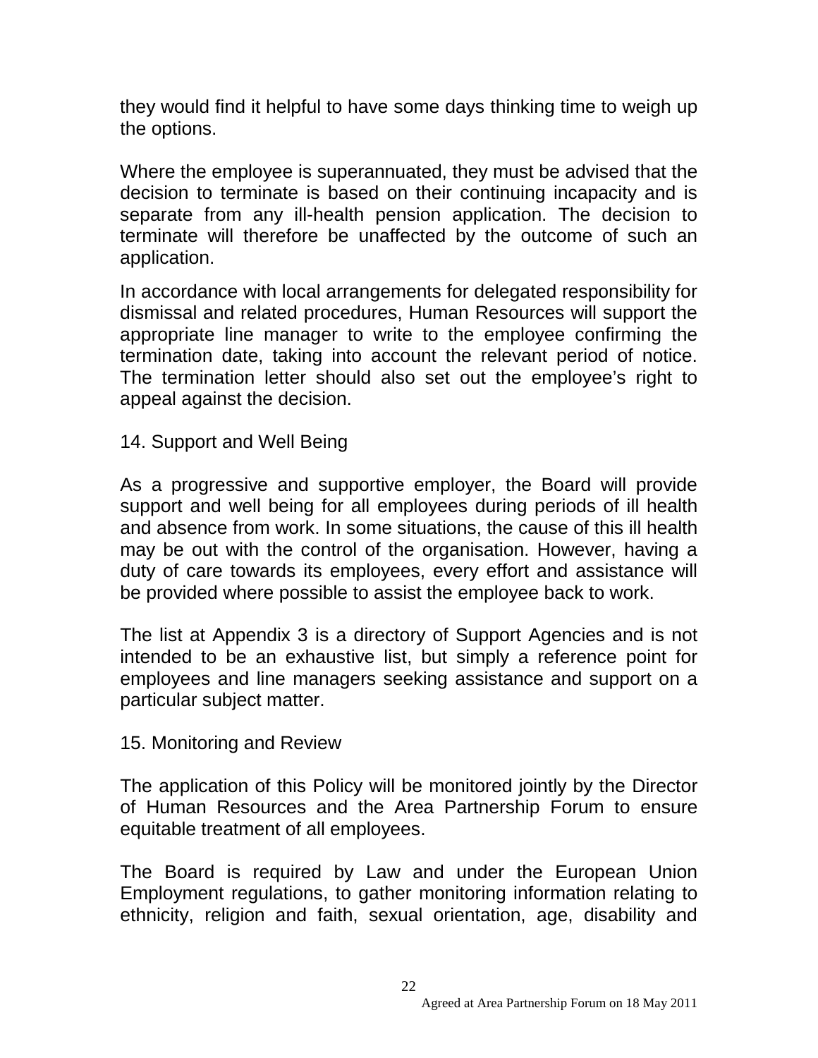they would find it helpful to have some days thinking time to weigh up the options.

Where the employee is superannuated, they must be advised that the decision to terminate is based on their continuing incapacity and is separate from any ill-health pension application. The decision to terminate will therefore be unaffected by the outcome of such an application.

In accordance with local arrangements for delegated responsibility for dismissal and related procedures, Human Resources will support the appropriate line manager to write to the employee confirming the termination date, taking into account the relevant period of notice. The termination letter should also set out the employee's right to appeal against the decision.

## 14. Support and Well Being

As a progressive and supportive employer, the Board will provide support and well being for all employees during periods of ill health and absence from work. In some situations, the cause of this ill health may be out with the control of the organisation. However, having a duty of care towards its employees, every effort and assistance will be provided where possible to assist the employee back to work.

The list at Appendix 3 is a directory of Support Agencies and is not intended to be an exhaustive list, but simply a reference point for employees and line managers seeking assistance and support on a particular subject matter.

## 15. Monitoring and Review

The application of this Policy will be monitored jointly by the Director of Human Resources and the Area Partnership Forum to ensure equitable treatment of all employees.

The Board is required by Law and under the European Union Employment regulations, to gather monitoring information relating to ethnicity, religion and faith, sexual orientation, age, disability and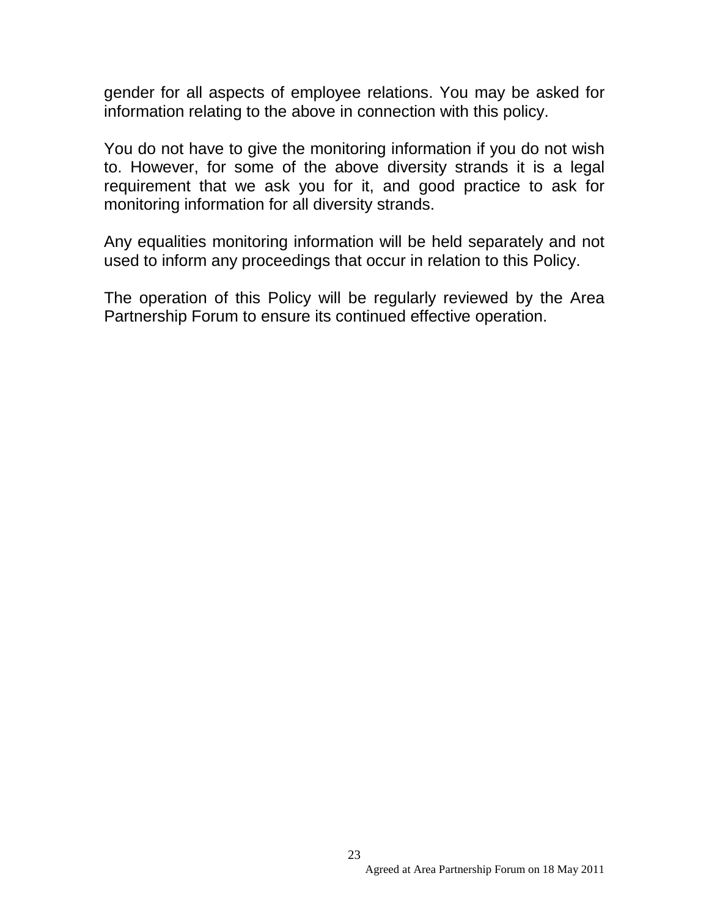gender for all aspects of employee relations. You may be asked for information relating to the above in connection with this policy.

You do not have to give the monitoring information if you do not wish to. However, for some of the above diversity strands it is a legal requirement that we ask you for it, and good practice to ask for monitoring information for all diversity strands.

Any equalities monitoring information will be held separately and not used to inform any proceedings that occur in relation to this Policy.

The operation of this Policy will be regularly reviewed by the Area Partnership Forum to ensure its continued effective operation.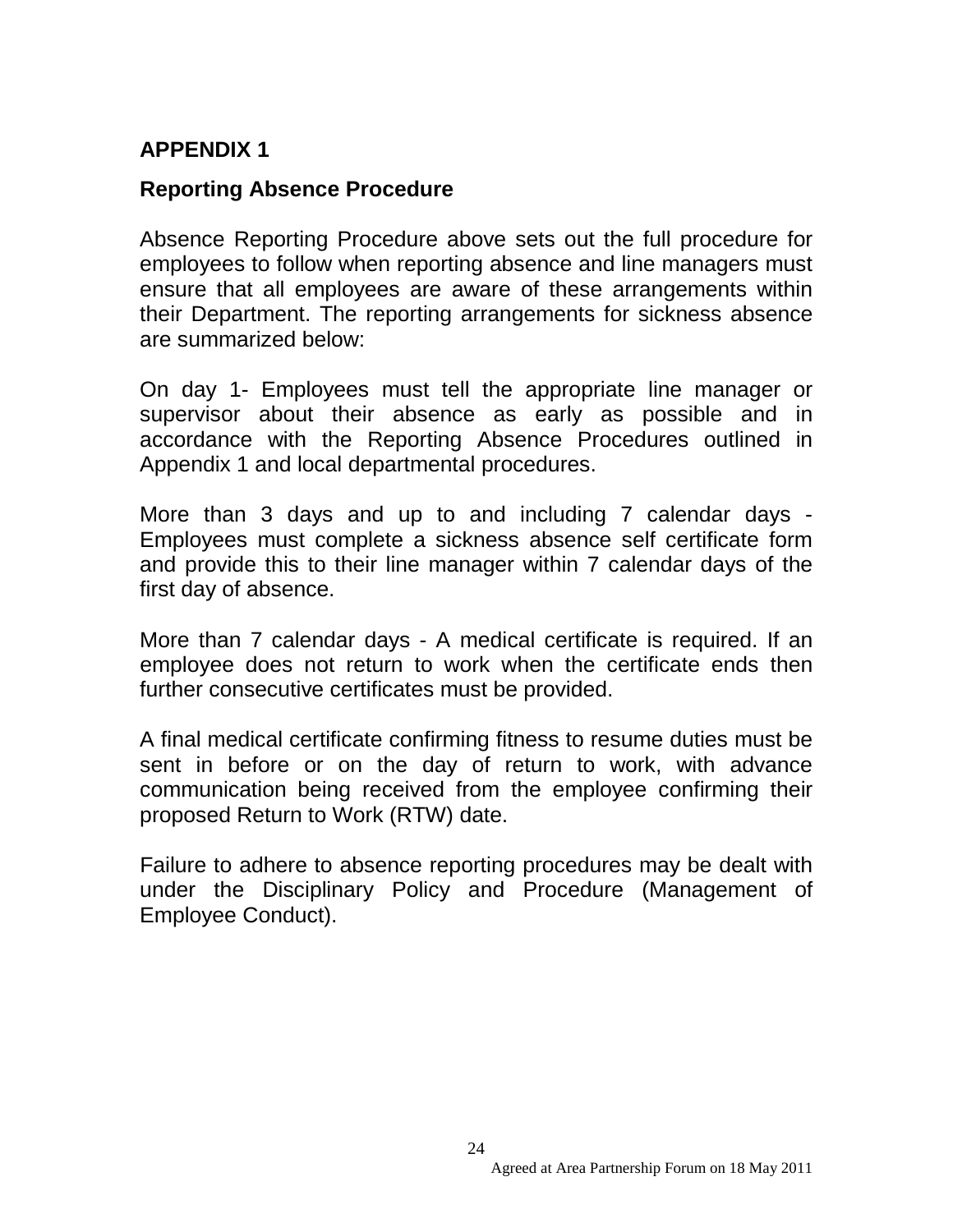## APPENDIX 1

### Reporting Absence Procedure

Absence Reporting Procedure above sets out the full procedure for employees to follow when reporting absence and line managers must ensure that all employees are aware of these arrangements within their Department. The reporting arrangements for sickness absence are summarized below:

On day 1- Employees must tell the appropriate line manager or supervisor about their absence as early as possible and in accordance with the Reporting Absence Procedures outlined in Appendix 1 and local departmental procedures.

More than 3 days and up to and including 7 calendar days - Employees must complete a sickness absence self certificate form and provide this to their line manager within 7 calendar days of the first day of absence.

More than 7 calendar days - A medical certificate is required. If an employee does not return to work when the certificate ends then further consecutive certificates must be provided.

A final medical certificate confirming fitness to resume duties must be sent in before or on the day of return to work, with advance communication being received from the employee confirming their proposed Return to Work (RTW) date.

Failure to adhere to absence reporting procedures may be dealt with under the Disciplinary Policy and Procedure (Management of Employee Conduct).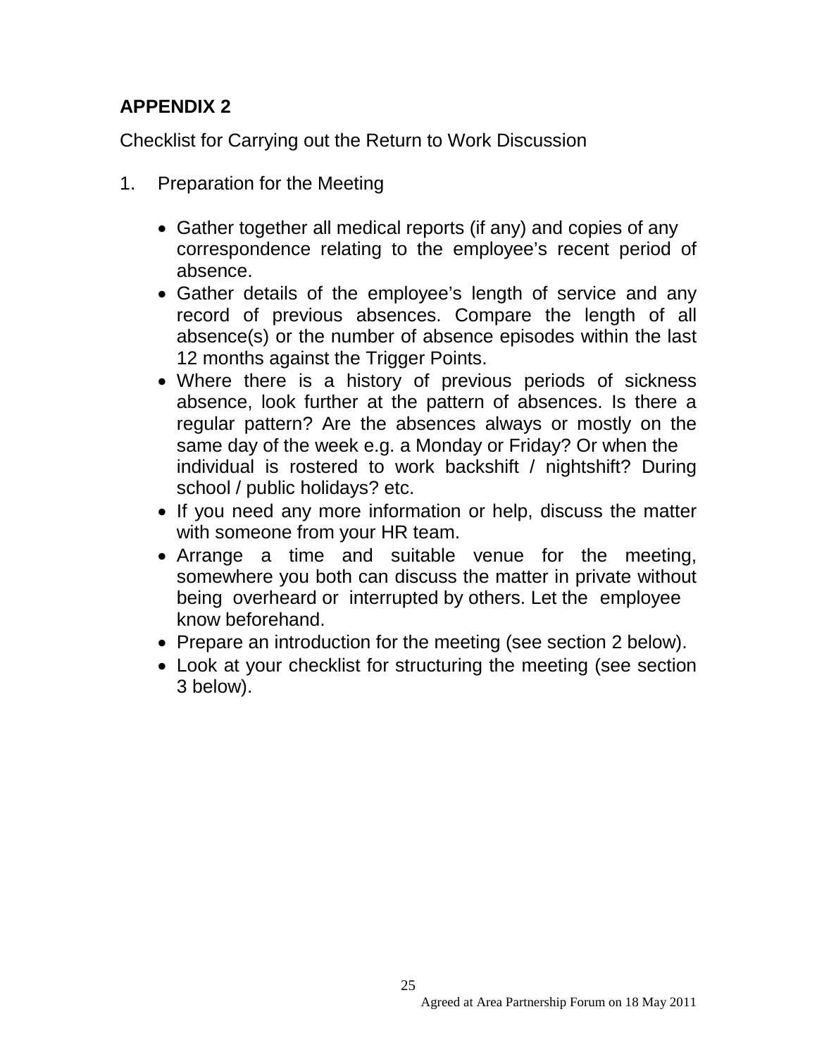## APPENDIX 2

Checklist for Carrying out the Return to Work Discussion

1. Preparation for the Meeting

   - Gather together all medical reports (if any) and copies of any correspondence relating to the employee's recent period of absence.
   - Gather details of the employee's length of service and any record of previous absences. Compare the length of all absence(s) or the number of absence episodes within the last 12 months against the Trigger Points.
   - Where there is a history of previous periods of sickness absence, look further at the pattern of absences. Is there a regular pattern? Are the absences always or mostly on the same day of the week e.g. a Monday or Friday? Or when the individual is rostered to work backshift / nightshift? During school / public holidays? etc.
   - If you need any more information or help, discuss the matter with someone from your HR team.
   - Arrange a time and suitable venue for the meeting, somewhere you both can discuss the matter in private without being overheard or interrupted by others. Let the employee know beforehand.
   - Prepare an introduction for the meeting (see section 2 below).
   - Look at your checklist for structuring the meeting (see section 3 below).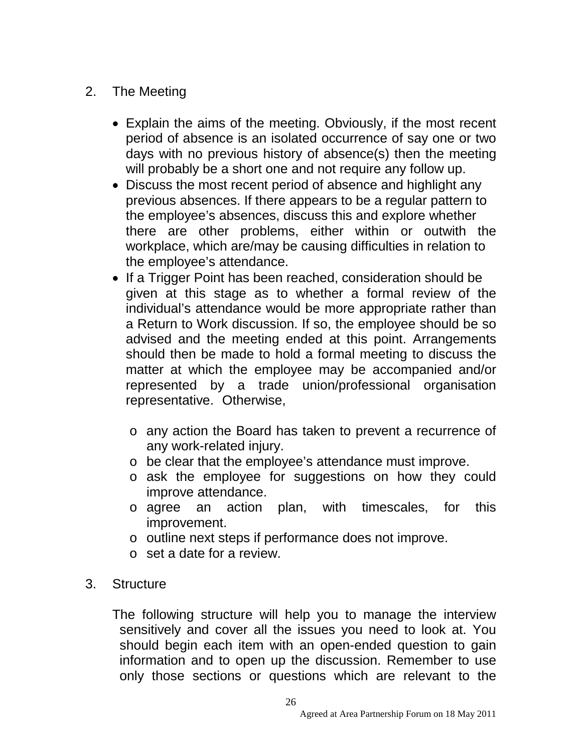## 2. The Meeting

- Explain the aims of the meeting. Obviously, if the most recent period of absence is an isolated occurrence of say one or two days with no previous history of absence(s) then the meeting will probably be a short one and not require any follow up.
- Discuss the most recent period of absence and highlight any previous absences. If there appears to be a regular pattern to the employee's absences, discuss this and explore whether there are other problems, either within or outwith the workplace, which are/may be causing difficulties in relation to the employee's attendance.
- If a Trigger Point has been reached, consideration should be given at this stage as to whether a formal review of the individual's attendance would be more appropriate rather than a Return to Work discussion. If so, the employee should be so advised and the meeting ended at this point. Arrangements should then be made to hold a formal meeting to discuss the matter at which the employee may be accompanied and/or represented by a trade union/professional organisation representative. Otherwise,

    - any action the Board has taken to prevent a recurrence of any work-related injury.
    - be clear that the employee's attendance must improve.
    - ask the employee for suggestions on how they could improve attendance.
    - agree an action plan, with timescales, for this improvement.
    - outline next steps if performance does not improve.
    - set a date for a review.

## 3. Structure

The following structure will help you to manage the interview sensitively and cover all the issues you need to look at. You should begin each item with an open-ended question to gain information and to open up the discussion. Remember to use only those sections or questions which are relevant to the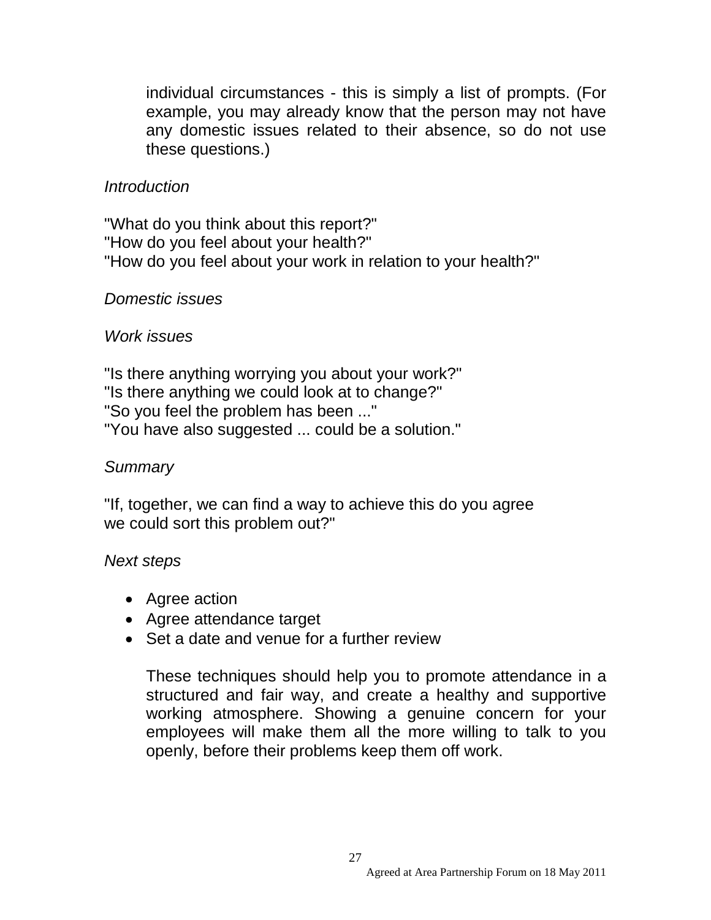individual circumstances - this is simply a list of prompts. (For example, you may already know that the person may not have any domestic issues related to their absence, so do not use these questions.)

*Introduction*

"What do you think about this report?"
"How do you feel about your health?"
"How do you feel about your work in relation to your health?"

*Domestic issues*

*Work issues*

"Is there anything worrying you about your work?"
"Is there anything we could look at to change?"
"So you feel the problem has been ..."
"You have also suggested ... could be a solution."

*Summary*

"If, together, we can find a way to achieve this do you agree we could sort this problem out?"

*Next steps*

- Agree action
- Agree attendance target
- Set a date and venue for a further review

These techniques should help you to promote attendance in a structured and fair way, and create a healthy and supportive working atmosphere. Showing a genuine concern for your employees will make them all the more willing to talk to you openly, before their problems keep them off work.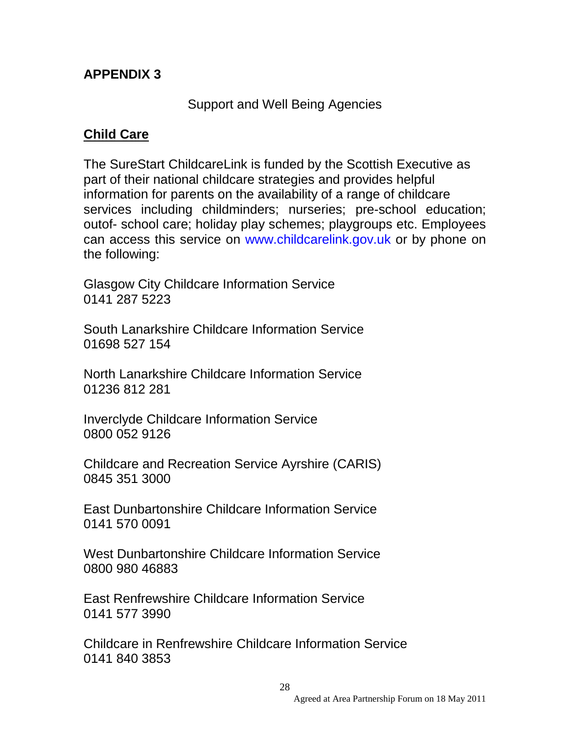# APPENDIX 3

Support and Well Being Agencies

## Child Care

The SureStart ChildcareLink is funded by the Scottish Executive as part of their national childcare strategies and provides helpful information for parents on the availability of a range of childcare services including childminders; nurseries; pre-school education; outof- school care; holiday play schemes; playgroups etc. Employees can access this service on www.childcarelink.gov.uk or by phone on the following:

Glasgow City Childcare Information Service
0141 287 5223

South Lanarkshire Childcare Information Service
01698 527 154

North Lanarkshire Childcare Information Service
01236 812 281

Inverclyde Childcare Information Service
0800 052 9126

Childcare and Recreation Service Ayrshire (CARIS)
0845 351 3000

East Dunbartonshire Childcare Information Service
0141 570 0091

West Dunbartonshire Childcare Information Service
0800 980 46883

East Renfrewshire Childcare Information Service
0141 577 3990

Childcare in Renfrewshire Childcare Information Service
0141 840 3853

Agreed at Area Partnership Forum on 18 May 2011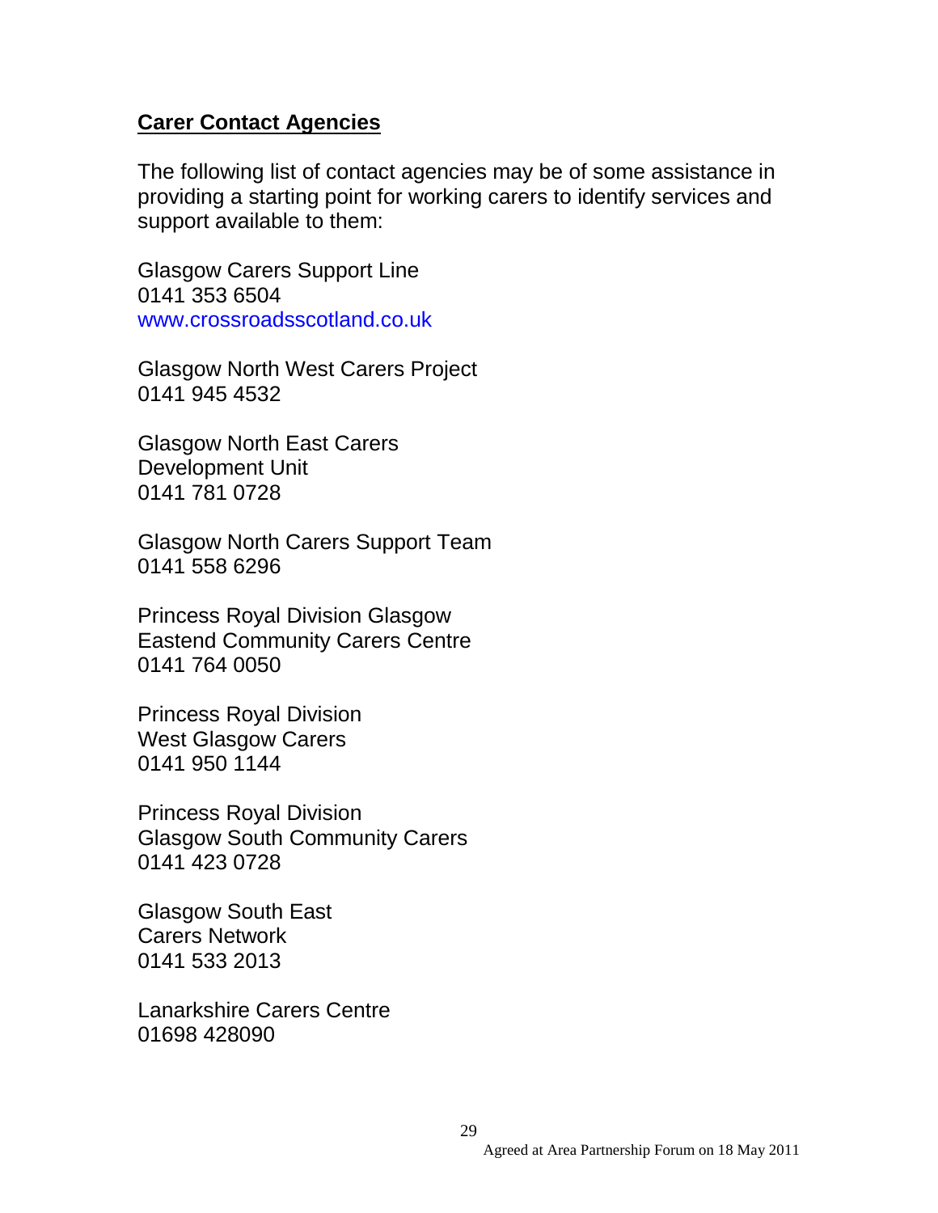## **Carer Contact Agencies**

The following list of contact agencies may be of some assistance in providing a starting point for working carers to identify services and support available to them:

Glasgow Carers Support Line
0141 353 6504
www.crossroadsscotland.co.uk

Glasgow North West Carers Project
0141 945 4532

Glasgow North East Carers
Development Unit
0141 781 0728

Glasgow North Carers Support Team
0141 558 6296

Princess Royal Division Glasgow
Eastend Community Carers Centre
0141 764 0050

Princess Royal Division
West Glasgow Carers
0141 950 1144

Princess Royal Division
Glasgow South Community Carers
0141 423 0728

Glasgow South East
Carers Network
0141 533 2013

Lanarkshire Carers Centre
01698 428090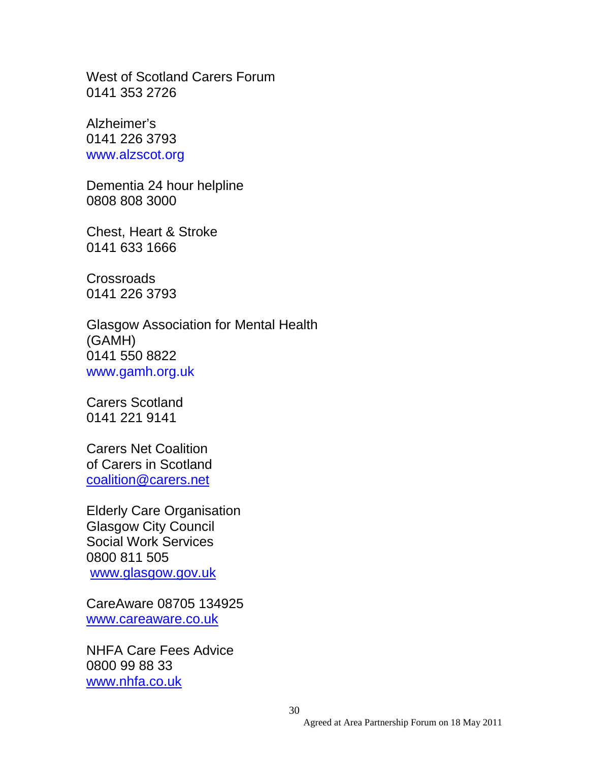West of Scotland Carers Forum
0141 353 2726

Alzheimer's
0141 226 3793
www.alzscot.org

Dementia 24 hour helpline
0808 808 3000

Chest, Heart & Stroke
0141 633 1666

Crossroads
0141 226 3793

Glasgow Association for Mental Health (GAMH)
0141 550 8822
www.gamh.org.uk

Carers Scotland
0141 221 9141

Carers Net Coalition
of Carers in Scotland
coalition@carers.net

Elderly Care Organisation
Glasgow City Council
Social Work Services
0800 811 505
www.glasgow.gov.uk

CareAware 08705 134925
www.careaware.co.uk

NHFA Care Fees Advice
0800 99 88 33
www.nhfa.co.uk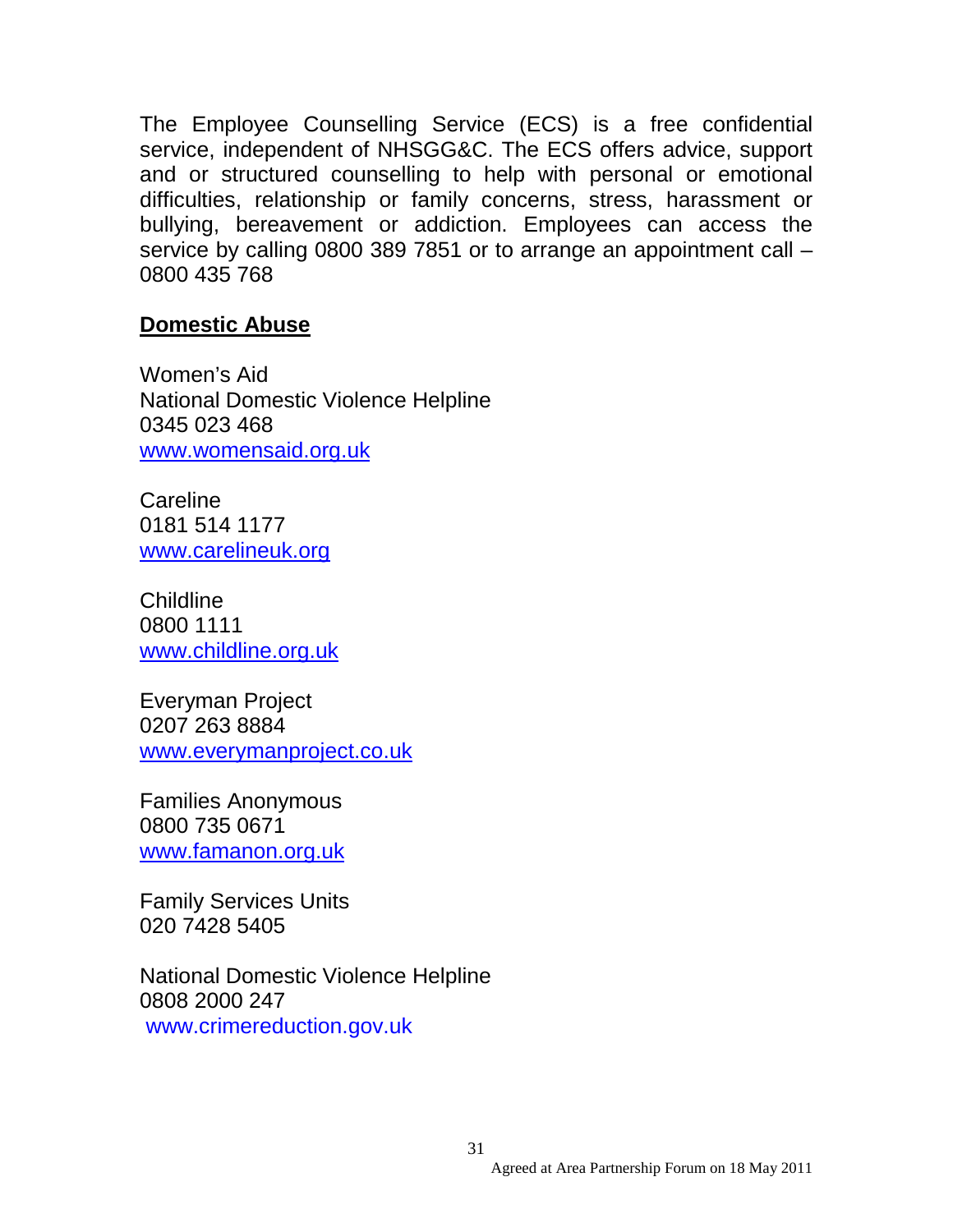The Employee Counselling Service (ECS) is a free confidential service, independent of NHSGG&C. The ECS offers advice, support and or structured counselling to help with personal or emotional difficulties, relationship or family concerns, stress, harassment or bullying, bereavement or addiction. Employees can access the service by calling 0800 389 7851 or to arrange an appointment call – 0800 435 768

**Domestic Abuse**

Women's Aid
National Domestic Violence Helpline
0345 023 468
www.womensaid.org.uk

Careline
0181 514 1177
www.carelineuk.org

Childline
0800 1111
www.childline.org.uk

Everyman Project
0207 263 8884
www.everymanproject.co.uk

Families Anonymous
0800 735 0671
www.famanon.org.uk

Family Services Units
020 7428 5405

National Domestic Violence Helpline
0808 2000 247
www.crimereduction.gov.uk

Agreed at Area Partnership Forum on 18 May 2011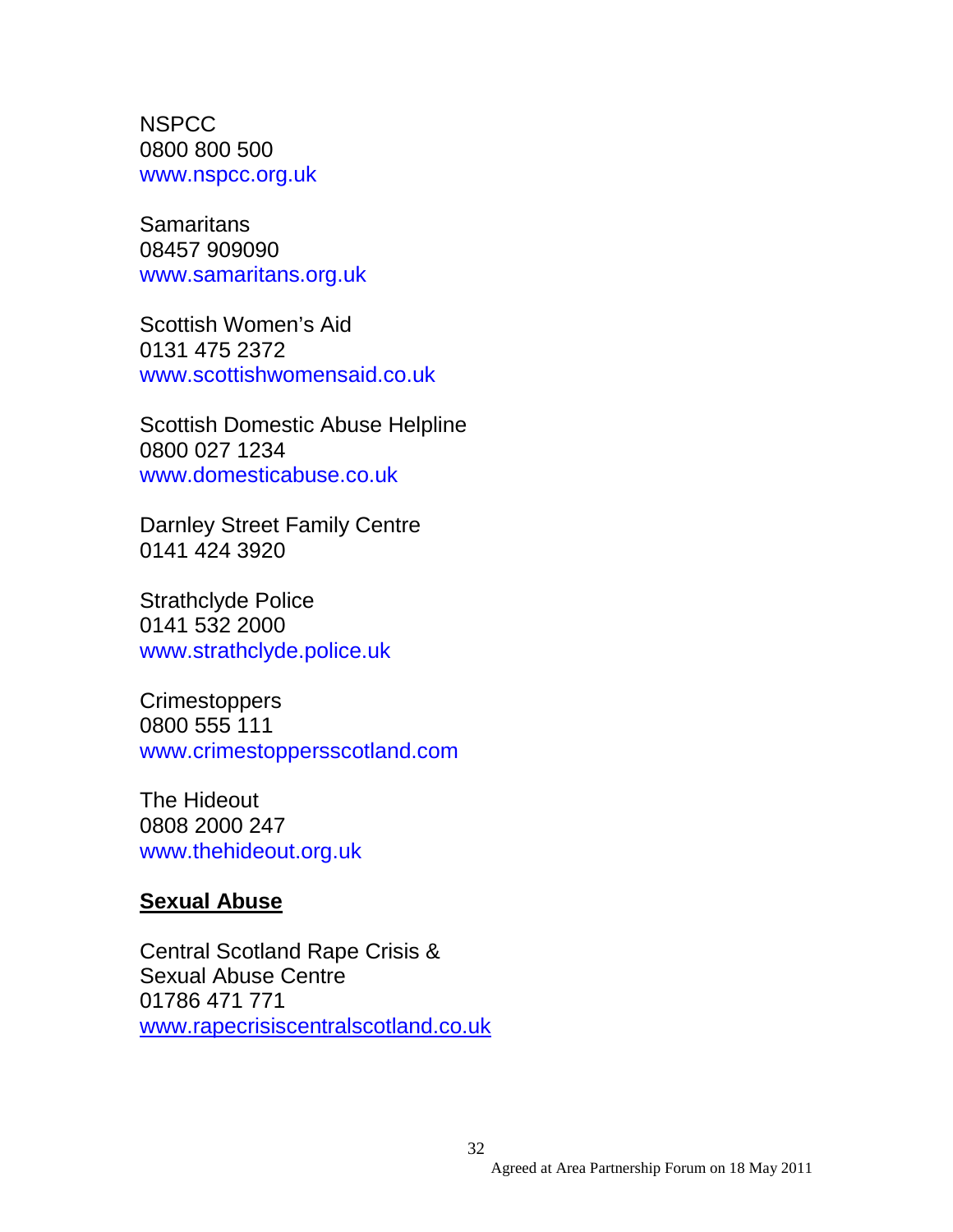NSPCC
0800 800 500
www.nspcc.org.uk

Samaritans
08457 909090
www.samaritans.org.uk

Scottish Women's Aid
0131 475 2372
www.scottishwomensaid.co.uk

Scottish Domestic Abuse Helpline
0800 027 1234
www.domesticabuse.co.uk

Darnley Street Family Centre
0141 424 3920

Strathclyde Police
0141 532 2000
www.strathclyde.police.uk

Crimestoppers
0800 555 111
www.crimestoppersscotland.com

The Hideout
0808 2000 247
www.thehideout.org.uk

**Sexual Abuse**

Central Scotland Rape Crisis &
Sexual Abuse Centre
01786 471 771
www.rapecrisiscentralscotland.co.uk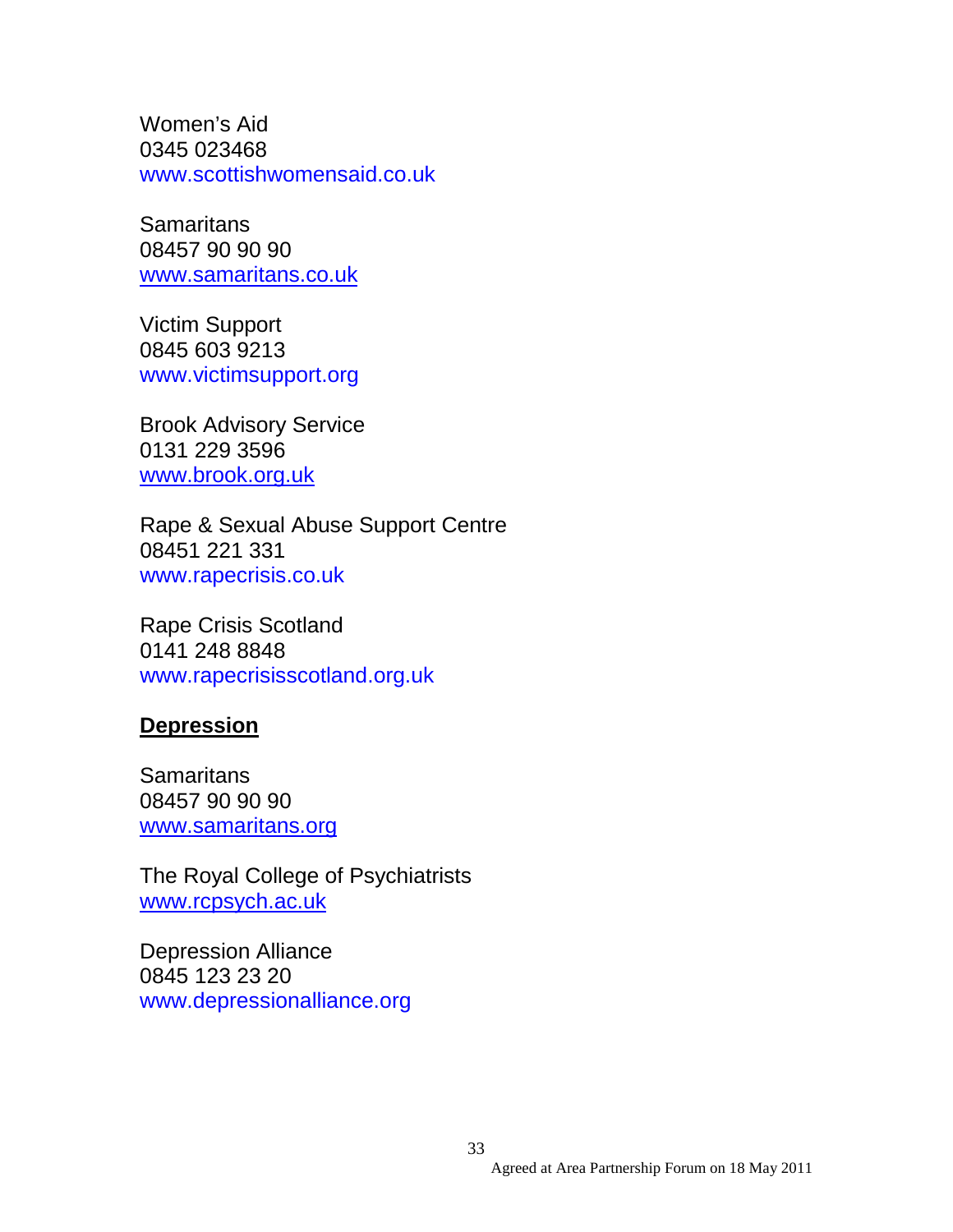Women's Aid
0345 023468
www.scottishwomensaid.co.uk

Samaritans
08457 90 90 90
www.samaritans.co.uk

Victim Support
0845 603 9213
www.victimsupport.org

Brook Advisory Service
0131 229 3596
www.brook.org.uk

Rape & Sexual Abuse Support Centre
08451 221 331
www.rapecrisis.co.uk

Rape Crisis Scotland
0141 248 8848
www.rapecrisisscotland.org.uk

**<u>Depression</u>**

Samaritans
08457 90 90 90
www.samaritans.org

The Royal College of Psychiatrists
www.rcpsych.ac.uk

Depression Alliance
0845 123 23 20
www.depressionalliance.org

Agreed at Area Partnership Forum on 18 May 2011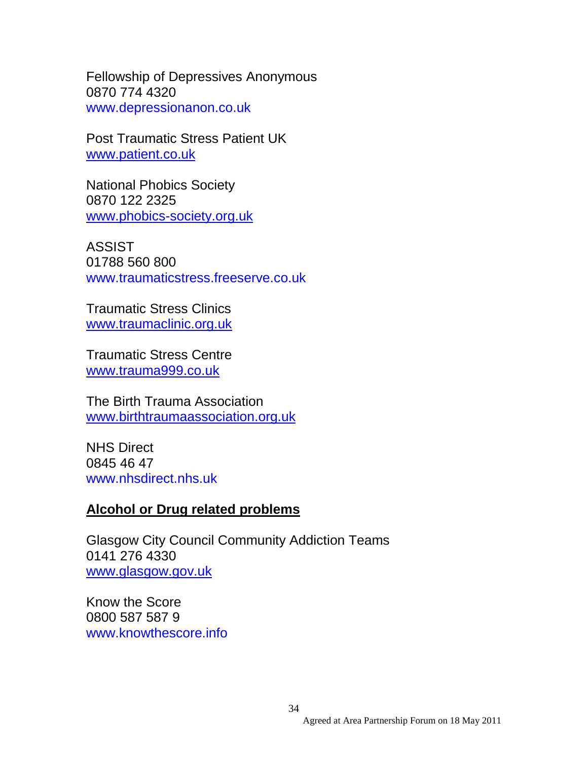Fellowship of Depressives Anonymous  
0870 774 4320  
www.depressionanon.co.uk

Post Traumatic Stress Patient UK  
www.patient.co.uk

National Phobics Society  
0870 122 2325  
www.phobics-society.org.uk

ASSIST  
01788 560 800  
www.traumaticstress.freeserve.co.uk

Traumatic Stress Clinics  
www.traumaclinic.org.uk

Traumatic Stress Centre  
www.trauma999.co.uk

The Birth Trauma Association  
www.birthtraumaassociation.org.uk

NHS Direct  
0845 46 47  
www.nhsdirect.nhs.uk

## Alcohol or Drug related problems

Glasgow City Council Community Addiction Teams  
0141 276 4330  
www.glasgow.gov.uk

Know the Score  
0800 587 587 9  
www.knowthescore.info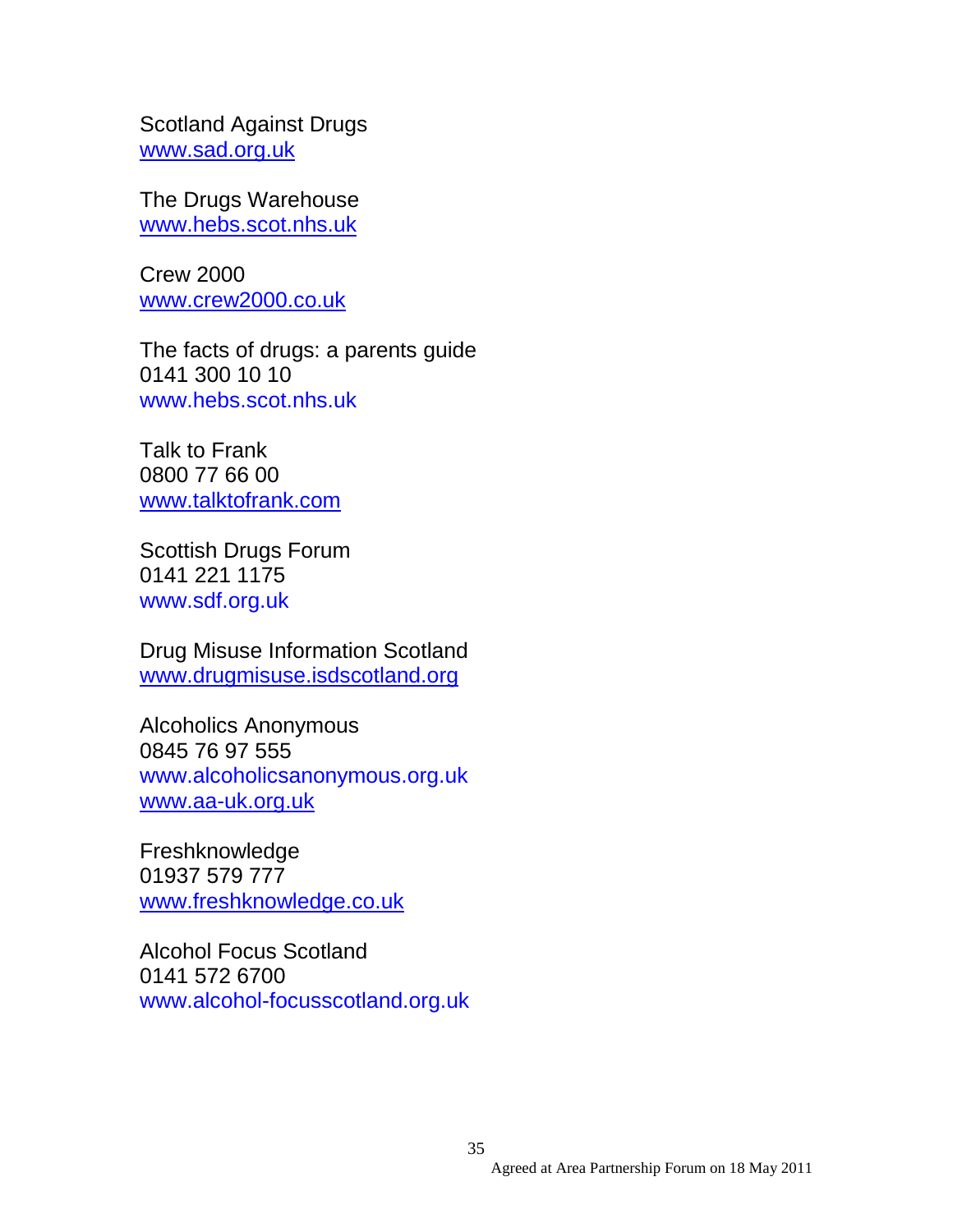Scotland Against Drugs
www.sad.org.uk

The Drugs Warehouse
www.hebs.scot.nhs.uk

Crew 2000
www.crew2000.co.uk

The facts of drugs: a parents guide
0141 300 10 10
www.hebs.scot.nhs.uk

Talk to Frank
0800 77 66 00
www.talktofrank.com

Scottish Drugs Forum
0141 221 1175
www.sdf.org.uk

Drug Misuse Information Scotland
www.drugmisuse.isdscotland.org

Alcoholics Anonymous
0845 76 97 555
www.alcoholicsanonymous.org.uk
www.aa-uk.org.uk

Freshknowledge
01937 579 777
www.freshknowledge.co.uk

Alcohol Focus Scotland
0141 572 6700
www.alcohol-focusscotland.org.uk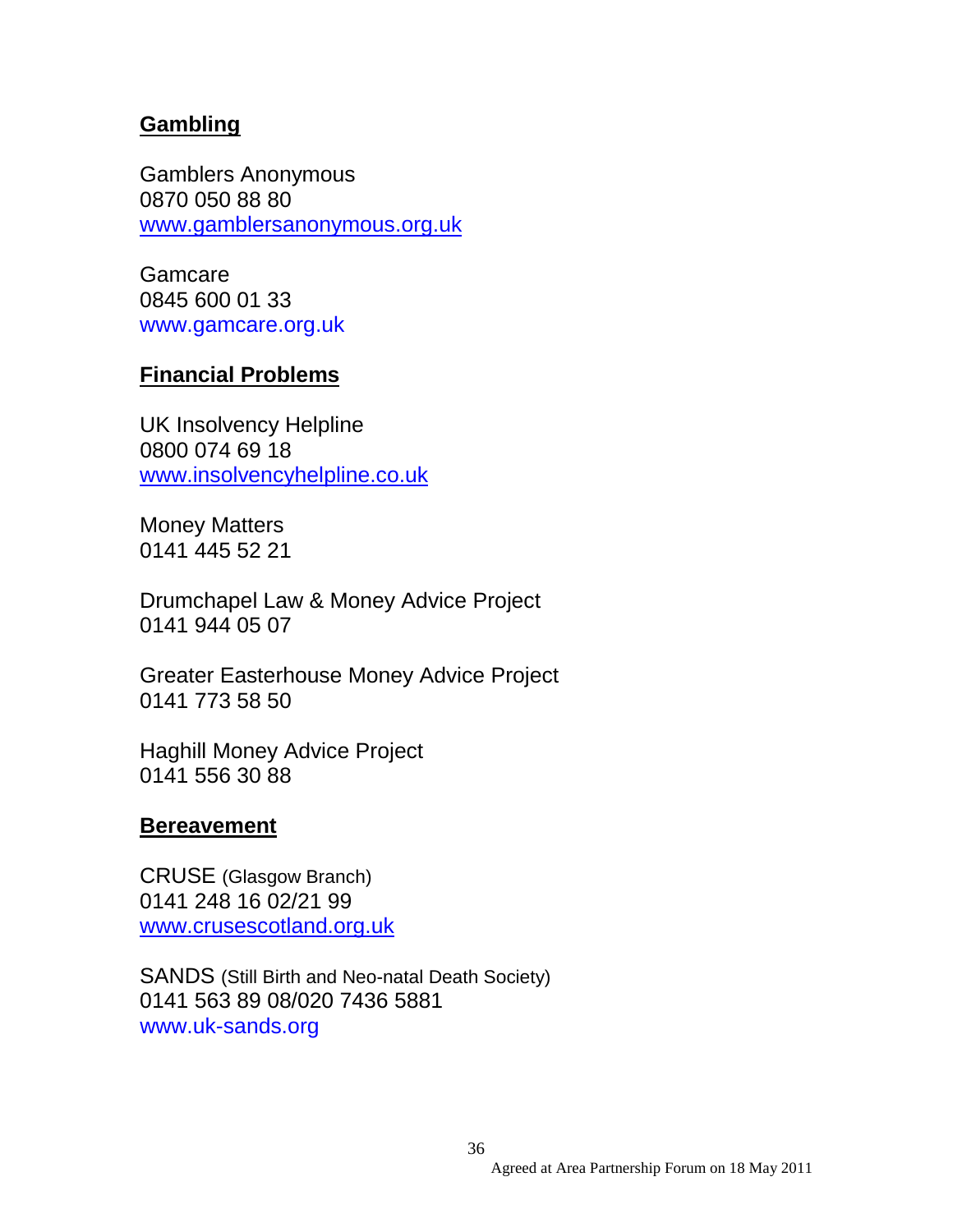## Gambling

Gamblers Anonymous
0870 050 88 80
www.gamblersanonymous.org.uk

Gamcare
0845 600 01 33
www.gamcare.org.uk

## Financial Problems

UK Insolvency Helpline
0800 074 69 18
www.insolvencyhelpline.co.uk

Money Matters
0141 445 52 21

Drumchapel Law & Money Advice Project
0141 944 05 07

Greater Easterhouse Money Advice Project
0141 773 58 50

Haghill Money Advice Project
0141 556 30 88

## Bereavement

CRUSE (Glasgow Branch)
0141 248 16 02/21 99
www.crusescotland.org.uk

SANDS (Still Birth and Neo-natal Death Society)
0141 563 89 08/020 7436 5881
www.uk-sands.org